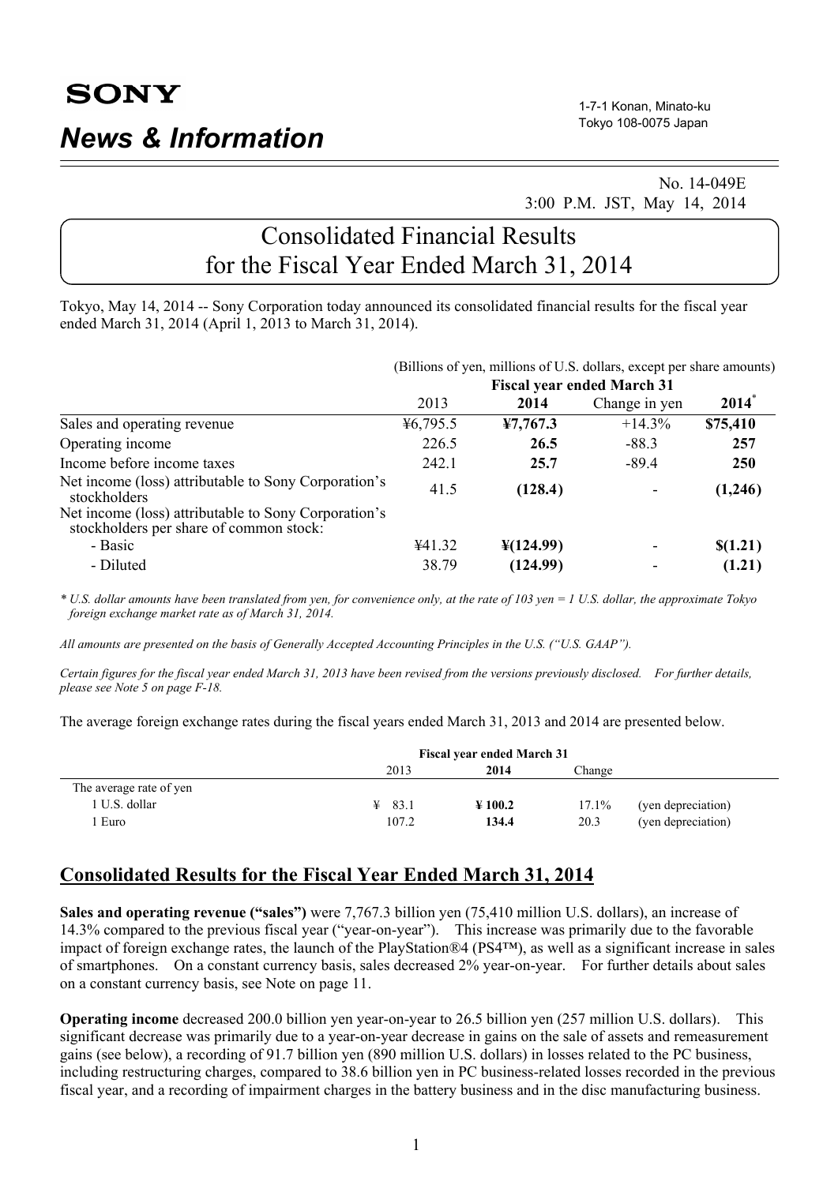**SONY**

# News & Information

1-7-1 Konan, Minato-ku
Tokyo 108-0075 Japan

No. 14-049E
3:00 P.M. JST, May 14, 2014

## Consolidated Financial Results for the Fiscal Year Ended March 31, 2014

Tokyo, May 14, 2014 -- Sony Corporation today announced its consolidated financial results for the fiscal year ended March 31, 2014 (April 1, 2013 to March 31, 2014).

(Billions of yen, millions of U.S. dollars, except per share amounts)

| | Fiscal year ended March 31 | | | |
|---|---|---|---|---|
| | 2013 | **2014** | Change in yen | **2014*** |
| Sales and operating revenue | ¥6,795.5 | **¥7,767.3** | +14.3% | **$75,410** |
| Operating income | 226.5 | **26.5** | -88.3 | **257** |
| Income before income taxes | 242.1 | **25.7** | -89.4 | **250** |
| Net income (loss) attributable to Sony Corporation's stockholders | 41.5 | **(128.4)** | - | **(1,246)** |
| Net income (loss) attributable to Sony Corporation's stockholders per share of common stock: | | | | |
| - Basic | ¥41.32 | **¥(124.99)** | - | **$(1.21)** |
| - Diluted | 38.79 | **(124.99)** | - | **(1.21)** |

*\* U.S. dollar amounts have been translated from yen, for convenience only, at the rate of 103 yen = 1 U.S. dollar, the approximate Tokyo foreign exchange market rate as of March 31, 2014.*

*All amounts are presented on the basis of Generally Accepted Accounting Principles in the U.S. ("U.S. GAAP").*

*Certain figures for the fiscal year ended March 31, 2013 have been revised from the versions previously disclosed. For further details, please see Note 5 on page F-18.*

The average foreign exchange rates during the fiscal years ended March 31, 2013 and 2014 are presented below.

| | Fiscal year ended March 31 | | | |
|---|---|---|---|---|
| | 2013 | **2014** | Change | |
| The average rate of yen | | | | |
| 1 U.S. dollar | ¥ 83.1 | **¥ 100.2** | 17.1% | (yen depreciation) |
| 1 Euro | 107.2 | **134.4** | 20.3 | (yen depreciation) |

## Consolidated Results for the Fiscal Year Ended March 31, 2014

**Sales and operating revenue ("sales")** were 7,767.3 billion yen (75,410 million U.S. dollars), an increase of 14.3% compared to the previous fiscal year ("year-on-year"). This increase was primarily due to the favorable impact of foreign exchange rates, the launch of the PlayStation®4 (PS4™), as well as a significant increase in sales of smartphones. On a constant currency basis, sales decreased 2% year-on-year. For further details about sales on a constant currency basis, see Note on page 11.

**Operating income** decreased 200.0 billion yen year-on-year to 26.5 billion yen (257 million U.S. dollars). This significant decrease was primarily due to a year-on-year decrease in gains on the sale of assets and remeasurement gains (see below), a recording of 91.7 billion yen (890 million U.S. dollars) in losses related to the PC business, including restructuring charges, compared to 38.6 billion yen in PC business-related losses recorded in the previous fiscal year, and a recording of impairment charges in the battery business and in the disc manufacturing business.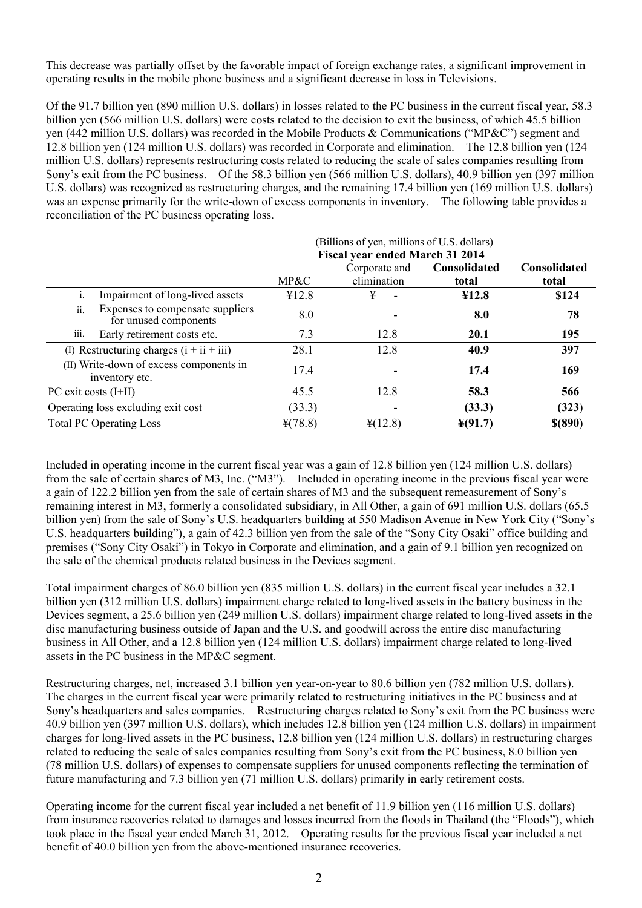This decrease was partially offset by the favorable impact of foreign exchange rates, a significant improvement in operating results in the mobile phone business and a significant decrease in loss in Televisions.

Of the 91.7 billion yen (890 million U.S. dollars) in losses related to the PC business in the current fiscal year, 58.3 billion yen (566 million U.S. dollars) were costs related to the decision to exit the business, of which 45.5 billion yen (442 million U.S. dollars) was recorded in the Mobile Products & Communications ("MP&C") segment and 12.8 billion yen (124 million U.S. dollars) was recorded in Corporate and elimination. The 12.8 billion yen (124 million U.S. dollars) represents restructuring costs related to reducing the scale of sales companies resulting from Sony's exit from the PC business. Of the 58.3 billion yen (566 million U.S. dollars), 40.9 billion yen (397 million U.S. dollars) was recognized as restructuring charges, and the remaining 17.4 billion yen (169 million U.S. dollars) was an expense primarily for the write-down of excess components in inventory. The following table provides a reconciliation of the PC business operating loss.

| | (Billions of yen, millions of U.S. dollars) Fiscal year ended March 31 2014 | | | |
|---|---|---|---|---|
| | MP&C | Corporate and elimination | **Consolidated total** | **Consolidated total** |
| i. Impairment of long-lived assets | ¥12.8 | ¥ - | **¥12.8** | **$124** |
| ii. Expenses to compensate suppliers for unused components | 8.0 | - | **8.0** | **78** |
| iii. Early retirement costs etc. | 7.3 | 12.8 | **20.1** | **195** |
| (I) Restructuring charges (i + ii + iii) | 28.1 | 12.8 | **40.9** | **397** |
| (II) Write-down of excess components in inventory etc. | 17.4 | - | **17.4** | **169** |
| PC exit costs (I+II) | 45.5 | 12.8 | **58.3** | **566** |
| Operating loss excluding exit cost | (33.3) | - | **(33.3)** | **(323)** |
| Total PC Operating Loss | ¥(78.8) | ¥(12.8) | **¥(91.7)** | **$(890)** |

Included in operating income in the current fiscal year was a gain of 12.8 billion yen (124 million U.S. dollars) from the sale of certain shares of M3, Inc. ("M3"). Included in operating income in the previous fiscal year were a gain of 122.2 billion yen from the sale of certain shares of M3 and the subsequent remeasurement of Sony's remaining interest in M3, formerly a consolidated subsidiary, in All Other, a gain of 691 million U.S. dollars (65.5 billion yen) from the sale of Sony's U.S. headquarters building at 550 Madison Avenue in New York City ("Sony's U.S. headquarters building"), a gain of 42.3 billion yen from the sale of the "Sony City Osaki" office building and premises ("Sony City Osaki") in Tokyo in Corporate and elimination, and a gain of 9.1 billion yen recognized on the sale of the chemical products related business in the Devices segment.

Total impairment charges of 86.0 billion yen (835 million U.S. dollars) in the current fiscal year includes a 32.1 billion yen (312 million U.S. dollars) impairment charge related to long-lived assets in the battery business in the Devices segment, a 25.6 billion yen (249 million U.S. dollars) impairment charge related to long-lived assets in the disc manufacturing business outside of Japan and the U.S. and goodwill across the entire disc manufacturing business in All Other, and a 12.8 billion yen (124 million U.S. dollars) impairment charge related to long-lived assets in the PC business in the MP&C segment.

Restructuring charges, net, increased 3.1 billion yen year-on-year to 80.6 billion yen (782 million U.S. dollars). The charges in the current fiscal year were primarily related to restructuring initiatives in the PC business and at Sony's headquarters and sales companies. Restructuring charges related to Sony's exit from the PC business were 40.9 billion yen (397 million U.S. dollars), which includes 12.8 billion yen (124 million U.S. dollars) in impairment charges for long-lived assets in the PC business, 12.8 billion yen (124 million U.S. dollars) in restructuring charges related to reducing the scale of sales companies resulting from Sony's exit from the PC business, 8.0 billion yen (78 million U.S. dollars) of expenses to compensate suppliers for unused components reflecting the termination of future manufacturing and 7.3 billion yen (71 million U.S. dollars) primarily in early retirement costs.

Operating income for the current fiscal year included a net benefit of 11.9 billion yen (116 million U.S. dollars) from insurance recoveries related to damages and losses incurred from the floods in Thailand (the "Floods"), which took place in the fiscal year ended March 31, 2012. Operating results for the previous fiscal year included a net benefit of 40.0 billion yen from the above-mentioned insurance recoveries.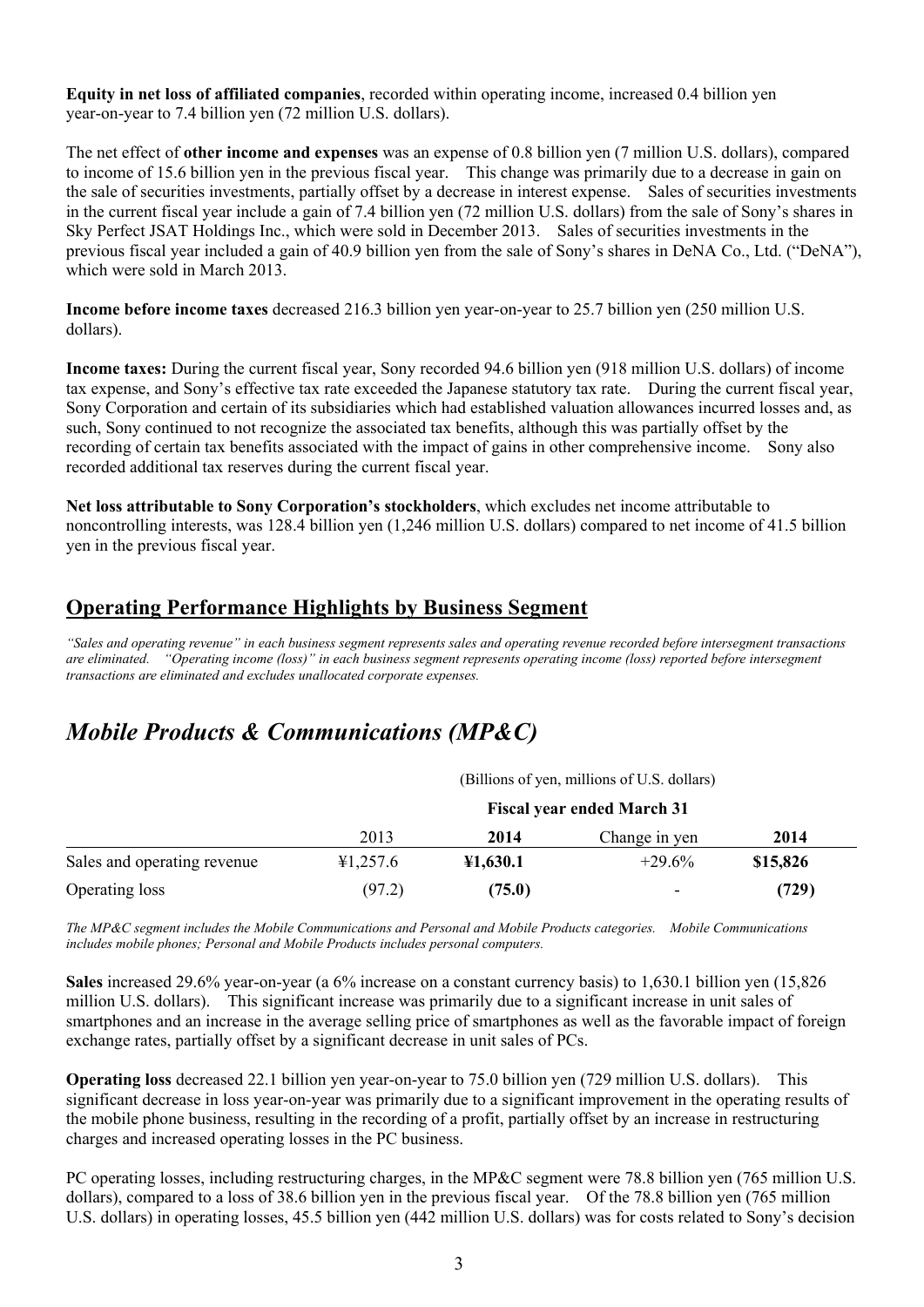**Equity in net loss of affiliated companies**, recorded within operating income, increased 0.4 billion yen year-on-year to 7.4 billion yen (72 million U.S. dollars).

The net effect of **other income and expenses** was an expense of 0.8 billion yen (7 million U.S. dollars), compared to income of 15.6 billion yen in the previous fiscal year. This change was primarily due to a decrease in gain on the sale of securities investments, partially offset by a decrease in interest expense. Sales of securities investments in the current fiscal year include a gain of 7.4 billion yen (72 million U.S. dollars) from the sale of Sony's shares in Sky Perfect JSAT Holdings Inc., which were sold in December 2013. Sales of securities investments in the previous fiscal year included a gain of 40.9 billion yen from the sale of Sony's shares in DeNA Co., Ltd. ("DeNA"), which were sold in March 2013.

**Income before income taxes** decreased 216.3 billion yen year-on-year to 25.7 billion yen (250 million U.S. dollars).

**Income taxes:** During the current fiscal year, Sony recorded 94.6 billion yen (918 million U.S. dollars) of income tax expense, and Sony's effective tax rate exceeded the Japanese statutory tax rate. During the current fiscal year, Sony Corporation and certain of its subsidiaries which had established valuation allowances incurred losses and, as such, Sony continued to not recognize the associated tax benefits, although this was partially offset by the recording of certain tax benefits associated with the impact of gains in other comprehensive income. Sony also recorded additional tax reserves during the current fiscal year.

**Net loss attributable to Sony Corporation's stockholders**, which excludes net income attributable to noncontrolling interests, was 128.4 billion yen (1,246 million U.S. dollars) compared to net income of 41.5 billion yen in the previous fiscal year.

## Operating Performance Highlights by Business Segment

*"Sales and operating revenue" in each business segment represents sales and operating revenue recorded before intersegment transactions are eliminated. "Operating income (loss)" in each business segment represents operating income (loss) reported before intersegment transactions are eliminated and excludes unallocated corporate expenses.*

## *Mobile Products & Communications (MP&C)*

| | (Billions of yen, millions of U.S. dollars) | | | |
|---|---|---|---|---|
| | Fiscal year ended March 31 | | | |
| | 2013 | **2014** | Change in yen | **2014** |
| Sales and operating revenue | ¥1,257.6 | **¥1,630.1** | +29.6% | **$15,826** |
| Operating loss | (97.2) | **(75.0)** | - | **(729)** |

*The MP&C segment includes the Mobile Communications and Personal and Mobile Products categories. Mobile Communications includes mobile phones; Personal and Mobile Products includes personal computers.*

**Sales** increased 29.6% year-on-year (a 6% increase on a constant currency basis) to 1,630.1 billion yen (15,826 million U.S. dollars). This significant increase was primarily due to a significant increase in unit sales of smartphones and an increase in the average selling price of smartphones as well as the favorable impact of foreign exchange rates, partially offset by a significant decrease in unit sales of PCs.

**Operating loss** decreased 22.1 billion yen year-on-year to 75.0 billion yen (729 million U.S. dollars). This significant decrease in loss year-on-year was primarily due to a significant improvement in the operating results of the mobile phone business, resulting in the recording of a profit, partially offset by an increase in restructuring charges and increased operating losses in the PC business.

PC operating losses, including restructuring charges, in the MP&C segment were 78.8 billion yen (765 million U.S. dollars), compared to a loss of 38.6 billion yen in the previous fiscal year. Of the 78.8 billion yen (765 million U.S. dollars) in operating losses, 45.5 billion yen (442 million U.S. dollars) was for costs related to Sony's decision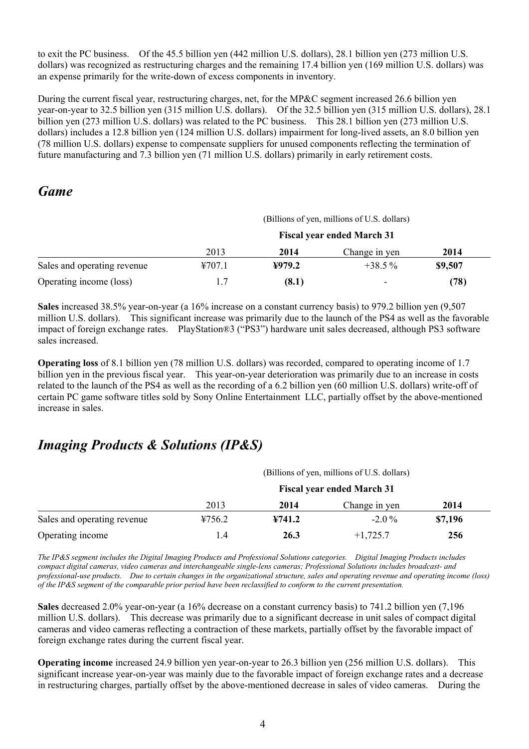to exit the PC business. Of the 45.5 billion yen (442 million U.S. dollars), 28.1 billion yen (273 million U.S. dollars) was recognized as restructuring charges and the remaining 17.4 billion yen (169 million U.S. dollars) was an expense primarily for the write-down of excess components in inventory.

During the current fiscal year, restructuring charges, net, for the MP&C segment increased 26.6 billion yen year-on-year to 32.5 billion yen (315 million U.S. dollars). Of the 32.5 billion yen (315 million U.S. dollars), 28.1 billion yen (273 million U.S. dollars) was related to the PC business. This 28.1 billion yen (273 million U.S. dollars) includes a 12.8 billion yen (124 million U.S. dollars) impairment for long-lived assets, an 8.0 billion yen (78 million U.S. dollars) expense to compensate suppliers for unused components reflecting the termination of future manufacturing and 7.3 billion yen (71 million U.S. dollars) primarily in early retirement costs.

## *Game*

| | (Billions of yen, millions of U.S. dollars) | | | |
|---|---|---|---|---|
| | **Fiscal year ended March 31** | | | |
| | 2013 | **2014** | Change in yen | **2014** |
| Sales and operating revenue | ¥707.1 | **¥979.2** | +38.5 % | **$9,507** |
| Operating income (loss) | 1.7 | **(8.1)** | - | **(78)** |

**Sales** increased 38.5% year-on-year (a 16% increase on a constant currency basis) to 979.2 billion yen (9,507 million U.S. dollars). This significant increase was primarily due to the launch of the PS4 as well as the favorable impact of foreign exchange rates. PlayStation®3 ("PS3") hardware unit sales decreased, although PS3 software sales increased.

**Operating loss** of 8.1 billion yen (78 million U.S. dollars) was recorded, compared to operating income of 1.7 billion yen in the previous fiscal year. This year-on-year deterioration was primarily due to an increase in costs related to the launch of the PS4 as well as the recording of a 6.2 billion yen (60 million U.S. dollars) write-off of certain PC game software titles sold by Sony Online Entertainment LLC, partially offset by the above-mentioned increase in sales.

## *Imaging Products & Solutions (IP&S)*

| | (Billions of yen, millions of U.S. dollars) | | | |
|---|---|---|---|---|
| | **Fiscal year ended March 31** | | | |
| | 2013 | **2014** | Change in yen | **2014** |
| Sales and operating revenue | ¥756.2 | **¥741.2** | -2.0 % | **$7,196** |
| Operating income | 1.4 | **26.3** | +1,725.7 | **256** |

*The IP&S segment includes the Digital Imaging Products and Professional Solutions categories. Digital Imaging Products includes compact digital cameras, video cameras and interchangeable single-lens cameras; Professional Solutions includes broadcast- and professional-use products. Due to certain changes in the organizational structure, sales and operating revenue and operating income (loss) of the IP&S segment of the comparable prior period have been reclassified to conform to the current presentation.*

**Sales** decreased 2.0% year-on-year (a 16% decrease on a constant currency basis) to 741.2 billion yen (7,196 million U.S. dollars). This decrease was primarily due to a significant decrease in unit sales of compact digital cameras and video cameras reflecting a contraction of these markets, partially offset by the favorable impact of foreign exchange rates during the current fiscal year.

**Operating income** increased 24.9 billion yen year-on-year to 26.3 billion yen (256 million U.S. dollars). This significant increase year-on-year was mainly due to the favorable impact of foreign exchange rates and a decrease in restructuring charges, partially offset by the above-mentioned decrease in sales of video cameras. During the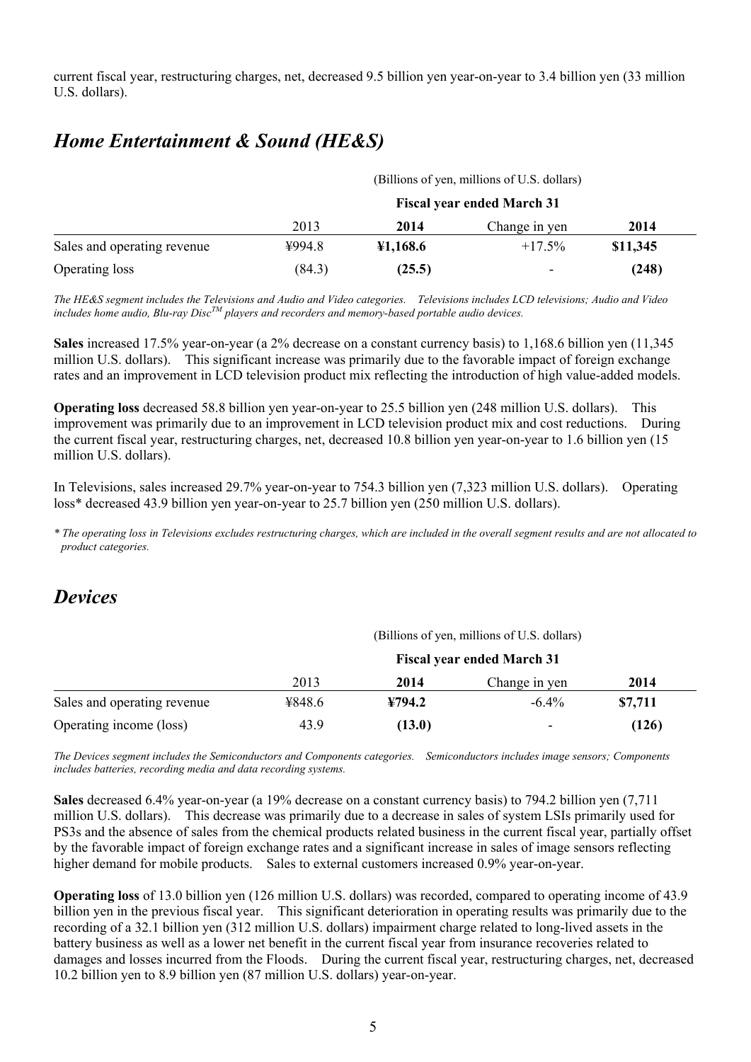current fiscal year, restructuring charges, net, decreased 9.5 billion yen year-on-year to 3.4 billion yen (33 million U.S. dollars).

## *Home Entertainment & Sound (HE&S)*

| | (Billions of yen, millions of U.S. dollars) | | | |
|---|---|---|---|---|
| | Fiscal year ended March 31 | | | |
| | 2013 | **2014** | Change in yen | **2014** |
| Sales and operating revenue | ¥994.8 | **¥1,168.6** | +17.5% | **$11,345** |
| Operating loss | (84.3) | **(25.5)** | - | **(248)** |

*The HE&S segment includes the Televisions and Audio and Video categories. Televisions includes LCD televisions; Audio and Video includes home audio, Blu-ray Disc™ players and recorders and memory-based portable audio devices.*

**Sales** increased 17.5% year-on-year (a 2% decrease on a constant currency basis) to 1,168.6 billion yen (11,345 million U.S. dollars). This significant increase was primarily due to the favorable impact of foreign exchange rates and an improvement in LCD television product mix reflecting the introduction of high value-added models.

**Operating loss** decreased 58.8 billion yen year-on-year to 25.5 billion yen (248 million U.S. dollars). This improvement was primarily due to an improvement in LCD television product mix and cost reductions. During the current fiscal year, restructuring charges, net, decreased 10.8 billion yen year-on-year to 1.6 billion yen (15 million U.S. dollars).

In Televisions, sales increased 29.7% year-on-year to 754.3 billion yen (7,323 million U.S. dollars). Operating loss* decreased 43.9 billion yen year-on-year to 25.7 billion yen (250 million U.S. dollars).

*\* The operating loss in Televisions excludes restructuring charges, which are included in the overall segment results and are not allocated to product categories.*

## *Devices*

| | (Billions of yen, millions of U.S. dollars) | | | |
|---|---|---|---|---|
| | Fiscal year ended March 31 | | | |
| | 2013 | **2014** | Change in yen | **2014** |
| Sales and operating revenue | ¥848.6 | **¥794.2** | -6.4% | **$7,711** |
| Operating income (loss) | 43.9 | **(13.0)** | - | **(126)** |

*The Devices segment includes the Semiconductors and Components categories. Semiconductors includes image sensors; Components includes batteries, recording media and data recording systems.*

**Sales** decreased 6.4% year-on-year (a 19% decrease on a constant currency basis) to 794.2 billion yen (7,711 million U.S. dollars). This decrease was primarily due to a decrease in sales of system LSIs primarily used for PS3s and the absence of sales from the chemical products related business in the current fiscal year, partially offset by the favorable impact of foreign exchange rates and a significant increase in sales of image sensors reflecting higher demand for mobile products. Sales to external customers increased 0.9% year-on-year.

**Operating loss** of 13.0 billion yen (126 million U.S. dollars) was recorded, compared to operating income of 43.9 billion yen in the previous fiscal year. This significant deterioration in operating results was primarily due to the recording of a 32.1 billion yen (312 million U.S. dollars) impairment charge related to long-lived assets in the battery business as well as a lower net benefit in the current fiscal year from insurance recoveries related to damages and losses incurred from the Floods. During the current fiscal year, restructuring charges, net, decreased 10.2 billion yen to 8.9 billion yen (87 million U.S. dollars) year-on-year.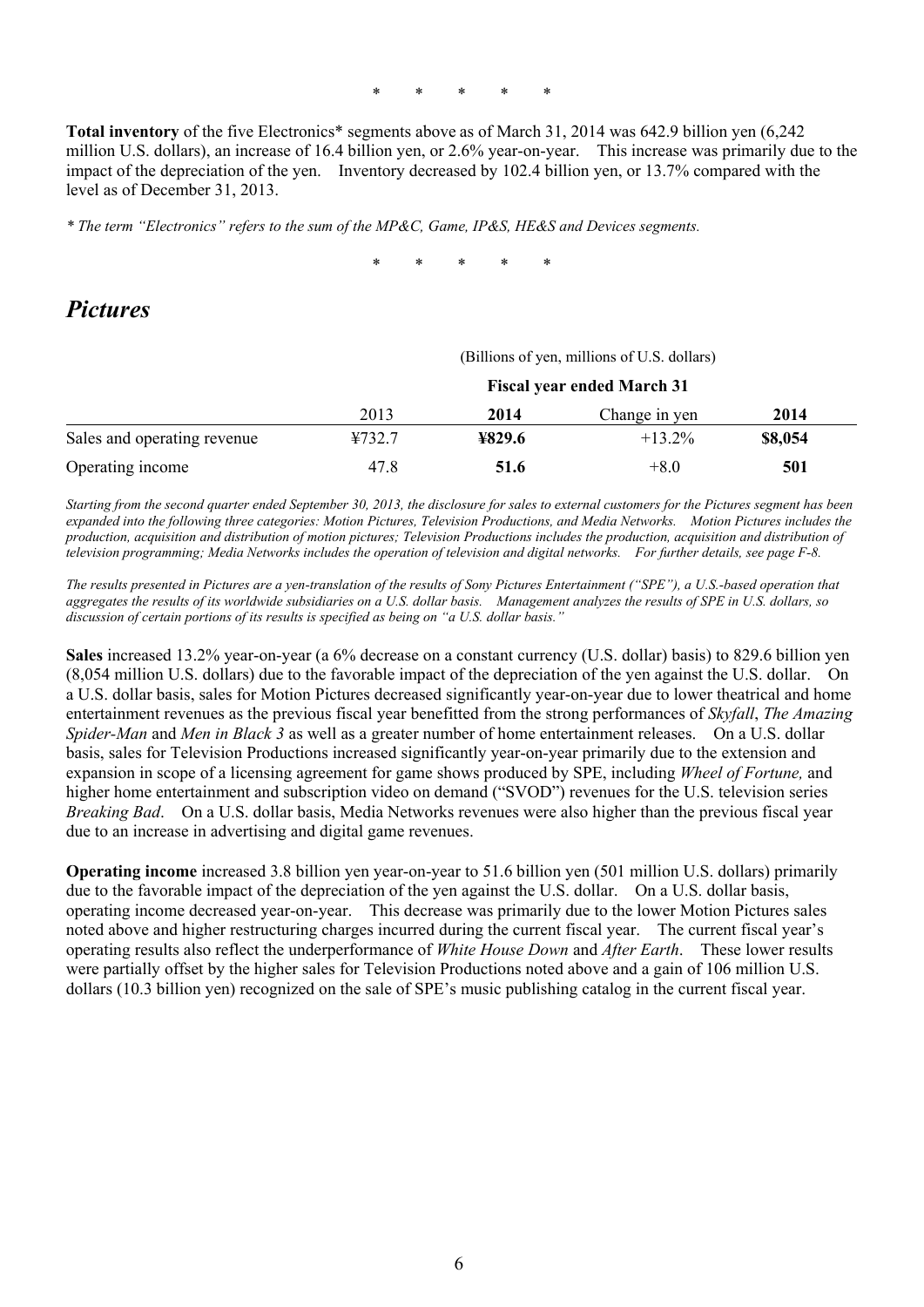\*　\*　\*　\*　\*

**Total inventory** of the five Electronics* segments above as of March 31, 2014 was 642.9 billion yen (6,242 million U.S. dollars), an increase of 16.4 billion yen, or 2.6% year-on-year. This increase was primarily due to the impact of the depreciation of the yen. Inventory decreased by 102.4 billion yen, or 13.7% compared with the level as of December 31, 2013.

*\* The term "Electronics" refers to the sum of the MP&C, Game, IP&S, HE&S and Devices segments.*

\*　\*　\*　\*　\*

## *Pictures*

| | (Billions of yen, millions of U.S. dollars) | | | |
|---|---|---|---|---|
| | **Fiscal year ended March 31** | | | |
| | 2013 | **2014** | Change in yen | **2014** |
| Sales and operating revenue | ¥732.7 | **¥829.6** | +13.2% | **$8,054** |
| Operating income | 47.8 | **51.6** | +8.0 | **501** |

*Starting from the second quarter ended September 30, 2013, the disclosure for sales to external customers for the Pictures segment has been expanded into the following three categories: Motion Pictures, Television Productions, and Media Networks. Motion Pictures includes the production, acquisition and distribution of motion pictures; Television Productions includes the production, acquisition and distribution of television programming; Media Networks includes the operation of television and digital networks. For further details, see page F-8.*

*The results presented in Pictures are a yen-translation of the results of Sony Pictures Entertainment ("SPE"), a U.S.-based operation that aggregates the results of its worldwide subsidiaries on a U.S. dollar basis. Management analyzes the results of SPE in U.S. dollars, so discussion of certain portions of its results is specified as being on "a U.S. dollar basis."*

**Sales** increased 13.2% year-on-year (a 6% decrease on a constant currency (U.S. dollar) basis) to 829.6 billion yen (8,054 million U.S. dollars) due to the favorable impact of the depreciation of the yen against the U.S. dollar. On a U.S. dollar basis, sales for Motion Pictures decreased significantly year-on-year due to lower theatrical and home entertainment revenues as the previous fiscal year benefitted from the strong performances of *Skyfall*, *The Amazing Spider-Man* and *Men in Black 3* as well as a greater number of home entertainment releases. On a U.S. dollar basis, sales for Television Productions increased significantly year-on-year primarily due to the extension and expansion in scope of a licensing agreement for game shows produced by SPE, including *Wheel of Fortune,* and higher home entertainment and subscription video on demand ("SVOD") revenues for the U.S. television series *Breaking Bad*. On a U.S. dollar basis, Media Networks revenues were also higher than the previous fiscal year due to an increase in advertising and digital game revenues.

**Operating income** increased 3.8 billion yen year-on-year to 51.6 billion yen (501 million U.S. dollars) primarily due to the favorable impact of the depreciation of the yen against the U.S. dollar. On a U.S. dollar basis, operating income decreased year-on-year. This decrease was primarily due to the lower Motion Pictures sales noted above and higher restructuring charges incurred during the current fiscal year. The current fiscal year's operating results also reflect the underperformance of *White House Down* and *After Earth*. These lower results were partially offset by the higher sales for Television Productions noted above and a gain of 106 million U.S. dollars (10.3 billion yen) recognized on the sale of SPE's music publishing catalog in the current fiscal year.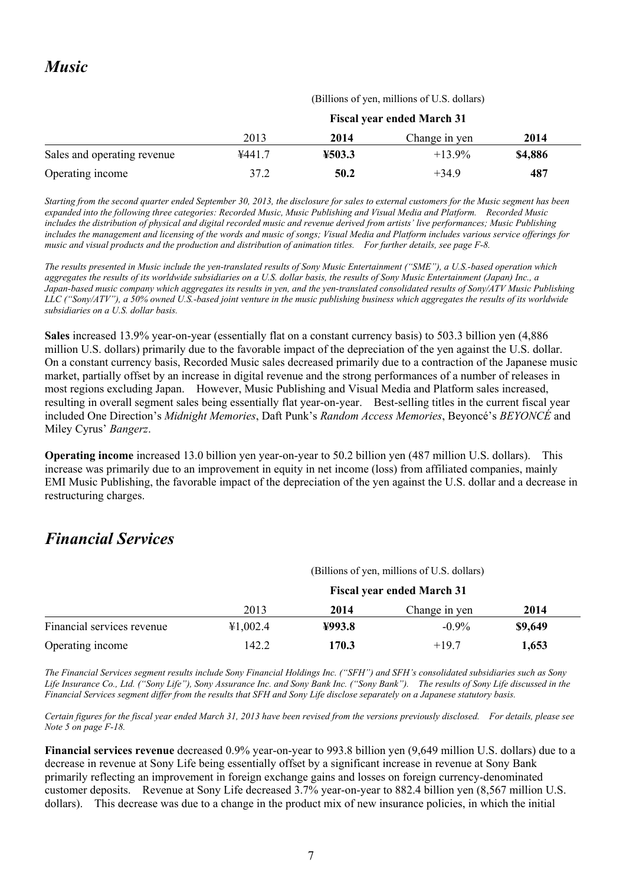# *Music*

| | (Billions of yen, millions of U.S. dollars) | | | |
|---|---|---|---|---|
| | **Fiscal year ended March 31** | | | |
| | 2013 | **2014** | Change in yen | **2014** |
| Sales and operating revenue | ¥441.7 | **¥503.3** | +13.9% | **$4,886** |
| Operating income | 37.2 | **50.2** | +34.9 | **487** |

*Starting from the second quarter ended September 30, 2013, the disclosure for sales to external customers for the Music segment has been expanded into the following three categories: Recorded Music, Music Publishing and Visual Media and Platform. Recorded Music includes the distribution of physical and digital recorded music and revenue derived from artists' live performances; Music Publishing includes the management and licensing of the words and music of songs; Visual Media and Platform includes various service offerings for music and visual products and the production and distribution of animation titles. For further details, see page F-8.*

*The results presented in Music include the yen-translated results of Sony Music Entertainment ("SME"), a U.S.-based operation which aggregates the results of its worldwide subsidiaries on a U.S. dollar basis, the results of Sony Music Entertainment (Japan) Inc., a Japan-based music company which aggregates its results in yen, and the yen-translated consolidated results of Sony/ATV Music Publishing LLC ("Sony/ATV"), a 50% owned U.S.-based joint venture in the music publishing business which aggregates the results of its worldwide subsidiaries on a U.S. dollar basis.*

**Sales** increased 13.9% year-on-year (essentially flat on a constant currency basis) to 503.3 billion yen (4,886 million U.S. dollars) primarily due to the favorable impact of the depreciation of the yen against the U.S. dollar. On a constant currency basis, Recorded Music sales decreased primarily due to a contraction of the Japanese music market, partially offset by an increase in digital revenue and the strong performances of a number of releases in most regions excluding Japan. However, Music Publishing and Visual Media and Platform sales increased, resulting in overall segment sales being essentially flat year-on-year. Best-selling titles in the current fiscal year included One Direction's *Midnight Memories*, Daft Punk's *Random Access Memories*, Beyoncé's *BEYONCÉ* and Miley Cyrus' *Bangerz*.

**Operating income** increased 13.0 billion yen year-on-year to 50.2 billion yen (487 million U.S. dollars). This increase was primarily due to an improvement in equity in net income (loss) from affiliated companies, mainly EMI Music Publishing, the favorable impact of the depreciation of the yen against the U.S. dollar and a decrease in restructuring charges.

# *Financial Services*

| | (Billions of yen, millions of U.S. dollars) | | | |
|---|---|---|---|---|
| | **Fiscal year ended March 31** | | | |
| | 2013 | **2014** | Change in yen | **2014** |
| Financial services revenue | ¥1,002.4 | **¥993.8** | -0.9% | **$9,649** |
| Operating income | 142.2 | **170.3** | +19.7 | **1,653** |

*The Financial Services segment results include Sony Financial Holdings Inc. ("SFH") and SFH's consolidated subsidiaries such as Sony Life Insurance Co., Ltd. ("Sony Life"), Sony Assurance Inc. and Sony Bank Inc. ("Sony Bank"). The results of Sony Life discussed in the Financial Services segment differ from the results that SFH and Sony Life disclose separately on a Japanese statutory basis.*

*Certain figures for the fiscal year ended March 31, 2013 have been revised from the versions previously disclosed. For details, please see Note 5 on page F-18.*

**Financial services revenue** decreased 0.9% year-on-year to 993.8 billion yen (9,649 million U.S. dollars) due to a decrease in revenue at Sony Life being essentially offset by a significant increase in revenue at Sony Bank primarily reflecting an improvement in foreign exchange gains and losses on foreign currency-denominated customer deposits. Revenue at Sony Life decreased 3.7% year-on-year to 882.4 billion yen (8,567 million U.S. dollars). This decrease was due to a change in the product mix of new insurance policies, in which the initial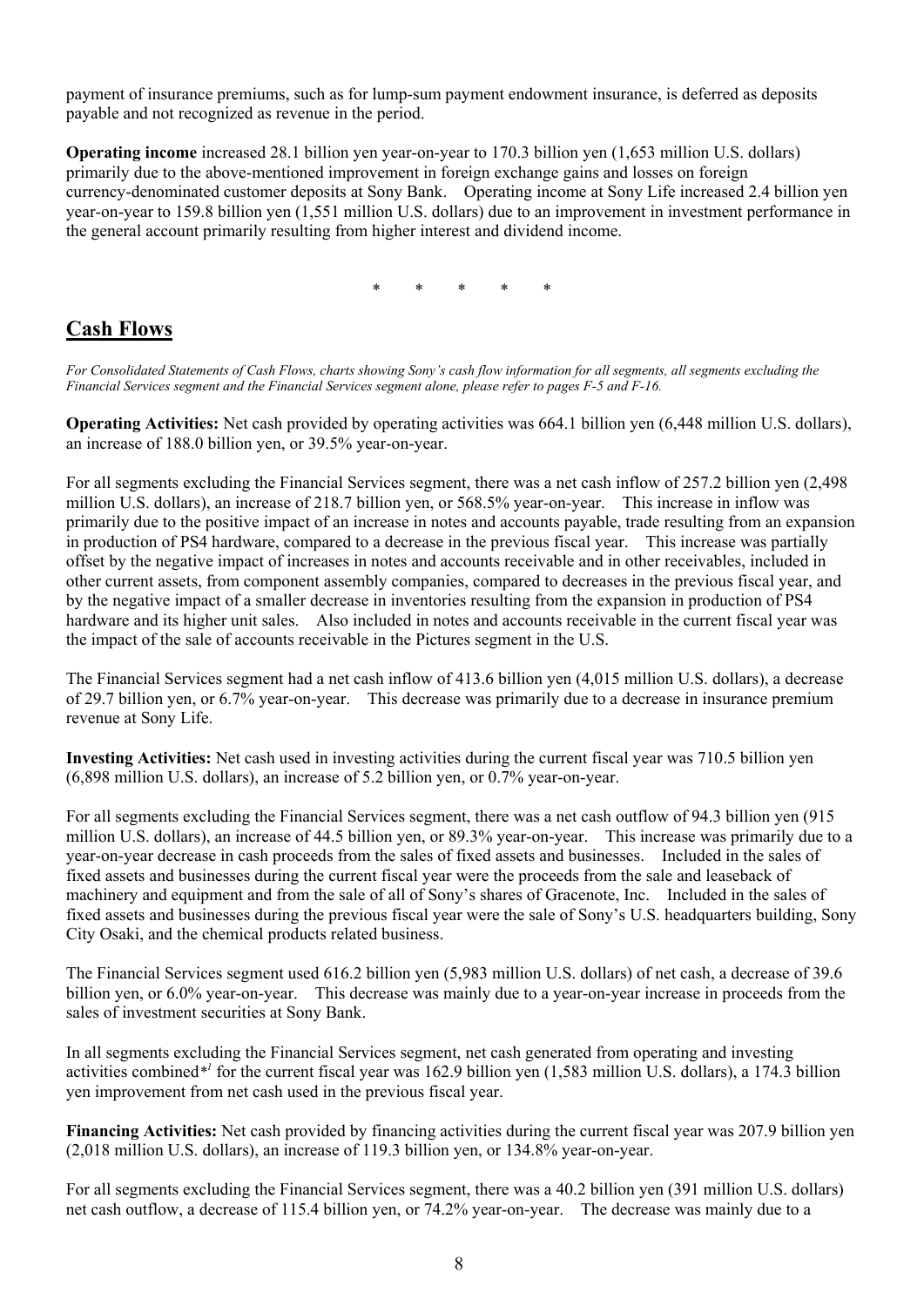payment of insurance premiums, such as for lump-sum payment endowment insurance, is deferred as deposits payable and not recognized as revenue in the period.

**Operating income** increased 28.1 billion yen year-on-year to 170.3 billion yen (1,653 million U.S. dollars) primarily due to the above-mentioned improvement in foreign exchange gains and losses on foreign currency-denominated customer deposits at Sony Bank. Operating income at Sony Life increased 2.4 billion yen year-on-year to 159.8 billion yen (1,551 million U.S. dollars) due to an improvement in investment performance in the general account primarily resulting from higher interest and dividend income.

\* \* \* \* \*

## Cash Flows

*For Consolidated Statements of Cash Flows, charts showing Sony's cash flow information for all segments, all segments excluding the Financial Services segment and the Financial Services segment alone, please refer to pages F-5 and F-16.*

**Operating Activities:** Net cash provided by operating activities was 664.1 billion yen (6,448 million U.S. dollars), an increase of 188.0 billion yen, or 39.5% year-on-year.

For all segments excluding the Financial Services segment, there was a net cash inflow of 257.2 billion yen (2,498 million U.S. dollars), an increase of 218.7 billion yen, or 568.5% year-on-year. This increase in inflow was primarily due to the positive impact of an increase in notes and accounts payable, trade resulting from an expansion in production of PS4 hardware, compared to a decrease in the previous fiscal year. This increase was partially offset by the negative impact of increases in notes and accounts receivable and in other receivables, included in other current assets, from component assembly companies, compared to decreases in the previous fiscal year, and by the negative impact of a smaller decrease in inventories resulting from the expansion in production of PS4 hardware and its higher unit sales. Also included in notes and accounts receivable in the current fiscal year was the impact of the sale of accounts receivable in the Pictures segment in the U.S.

The Financial Services segment had a net cash inflow of 413.6 billion yen (4,015 million U.S. dollars), a decrease of 29.7 billion yen, or 6.7% year-on-year. This decrease was primarily due to a decrease in insurance premium revenue at Sony Life.

**Investing Activities:** Net cash used in investing activities during the current fiscal year was 710.5 billion yen (6,898 million U.S. dollars), an increase of 5.2 billion yen, or 0.7% year-on-year.

For all segments excluding the Financial Services segment, there was a net cash outflow of 94.3 billion yen (915 million U.S. dollars), an increase of 44.5 billion yen, or 89.3% year-on-year. This increase was primarily due to a year-on-year decrease in cash proceeds from the sales of fixed assets and businesses. Included in the sales of fixed assets and businesses during the current fiscal year were the proceeds from the sale and leaseback of machinery and equipment and from the sale of all of Sony's shares of Gracenote, Inc. Included in the sales of fixed assets and businesses during the previous fiscal year were the sale of Sony's U.S. headquarters building, Sony City Osaki, and the chemical products related business.

The Financial Services segment used 616.2 billion yen (5,983 million U.S. dollars) of net cash, a decrease of 39.6 billion yen, or 6.0% year-on-year. This decrease was mainly due to a year-on-year increase in proceeds from the sales of investment securities at Sony Bank.

In all segments excluding the Financial Services segment, net cash generated from operating and investing activities combined*[1] for the current fiscal year was 162.9 billion yen (1,583 million U.S. dollars), a 174.3 billion yen improvement from net cash used in the previous fiscal year.

**Financing Activities:** Net cash provided by financing activities during the current fiscal year was 207.9 billion yen (2,018 million U.S. dollars), an increase of 119.3 billion yen, or 134.8% year-on-year.

For all segments excluding the Financial Services segment, there was a 40.2 billion yen (391 million U.S. dollars) net cash outflow, a decrease of 115.4 billion yen, or 74.2% year-on-year. The decrease was mainly due to a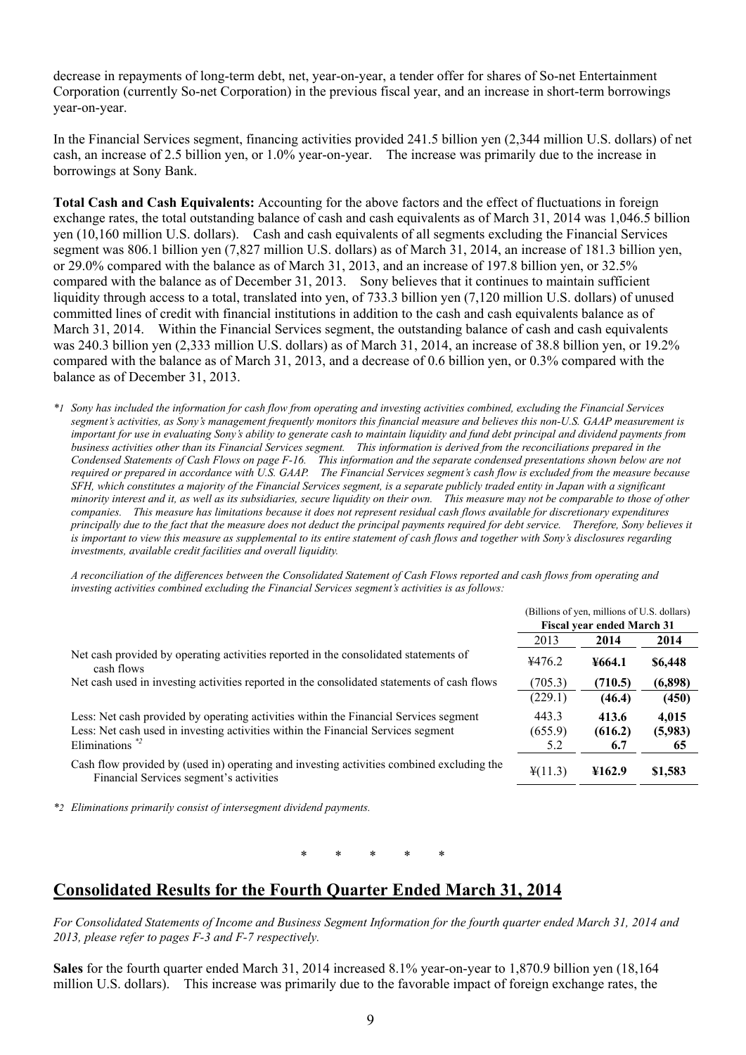decrease in repayments of long-term debt, net, year-on-year, a tender offer for shares of So-net Entertainment Corporation (currently So-net Corporation) in the previous fiscal year, and an increase in short-term borrowings year-on-year.

In the Financial Services segment, financing activities provided 241.5 billion yen (2,344 million U.S. dollars) of net cash, an increase of 2.5 billion yen, or 1.0% year-on-year. The increase was primarily due to the increase in borrowings at Sony Bank.

**Total Cash and Cash Equivalents:** Accounting for the above factors and the effect of fluctuations in foreign exchange rates, the total outstanding balance of cash and cash equivalents as of March 31, 2014 was 1,046.5 billion yen (10,160 million U.S. dollars). Cash and cash equivalents of all segments excluding the Financial Services segment was 806.1 billion yen (7,827 million U.S. dollars) as of March 31, 2014, an increase of 181.3 billion yen, or 29.0% compared with the balance as of March 31, 2013, and an increase of 197.8 billion yen, or 32.5% compared with the balance as of December 31, 2013. Sony believes that it continues to maintain sufficient liquidity through access to a total, translated into yen, of 733.3 billion yen (7,120 million U.S. dollars) of unused committed lines of credit with financial institutions in addition to the cash and cash equivalents balance as of March 31, 2014. Within the Financial Services segment, the outstanding balance of cash and cash equivalents was 240.3 billion yen (2,333 million U.S. dollars) as of March 31, 2014, an increase of 38.8 billion yen, or 19.2% compared with the balance as of March 31, 2013, and a decrease of 0.6 billion yen, or 0.3% compared with the balance as of December 31, 2013.

*\*1 Sony has included the information for cash flow from operating and investing activities combined, excluding the Financial Services segment's activities, as Sony's management frequently monitors this financial measure and believes this non-U.S. GAAP measurement is important for use in evaluating Sony's ability to generate cash to maintain liquidity and fund debt principal and dividend payments from business activities other than its Financial Services segment. This information is derived from the reconciliations prepared in the Condensed Statements of Cash Flows on page F-16. This information and the separate condensed presentations shown below are not required or prepared in accordance with U.S. GAAP. The Financial Services segment's cash flow is excluded from the measure because SFH, which constitutes a majority of the Financial Services segment, is a separate publicly traded entity in Japan with a significant minority interest and it, as well as its subsidiaries, secure liquidity on their own. This measure may not be comparable to those of other companies. This measure has limitations because it does not represent residual cash flows available for discretionary expenditures principally due to the fact that the measure does not deduct the principal payments required for debt service. Therefore, Sony believes it is important to view this measure as supplemental to its entire statement of cash flows and together with Sony's disclosures regarding investments, available credit facilities and overall liquidity.*

*A reconciliation of the differences between the Consolidated Statement of Cash Flows reported and cash flows from operating and investing activities combined excluding the Financial Services segment's activities is as follows:*

| | (Billions of yen, millions of U.S. dollars) Fiscal year ended March 31 | | |
|---|---|---|---|
| | 2013 | **2014** | **2014** |
| Net cash provided by operating activities reported in the consolidated statements of cash flows | ¥476.2 | **¥664.1** | **$6,448** |
| Net cash used in investing activities reported in the consolidated statements of cash flows | (705.3) | **(710.5)** | **(6,898)** |
| | (229.1) | **(46.4)** | **(450)** |
| Less: Net cash provided by operating activities within the Financial Services segment | 443.3 | **413.6** | **4,015** |
| Less: Net cash used in investing activities within the Financial Services segment | (655.9) | **(616.2)** | **(5,983)** |
| Eliminations \*2 | 5.2 | **6.7** | **65** |
| Cash flow provided by (used in) operating and investing activities combined excluding the Financial Services segment's activities | ¥(11.3) | **¥162.9** | **$1,583** |

*\*2 Eliminations primarily consist of intersegment dividend payments.*

\* \* \* \* \*

## Consolidated Results for the Fourth Quarter Ended March 31, 2014

*For Consolidated Statements of Income and Business Segment Information for the fourth quarter ended March 31, 2014 and 2013, please refer to pages F-3 and F-7 respectively.*

**Sales** for the fourth quarter ended March 31, 2014 increased 8.1% year-on-year to 1,870.9 billion yen (18,164 million U.S. dollars). This increase was primarily due to the favorable impact of foreign exchange rates, the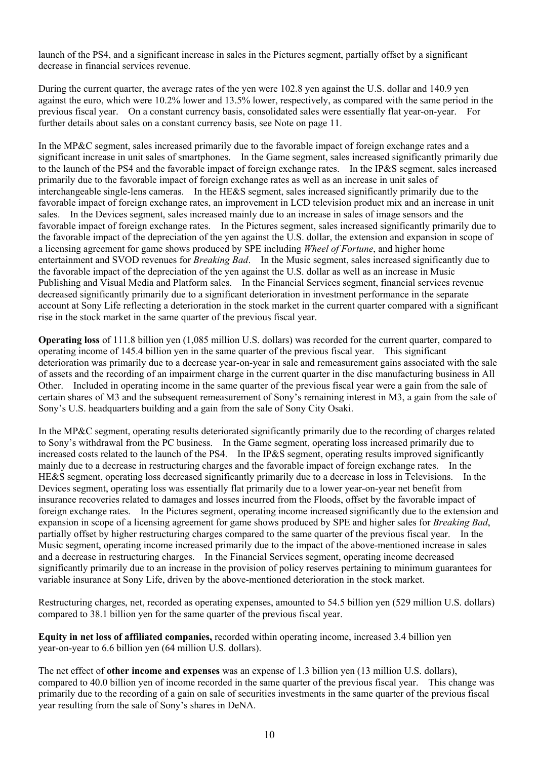launch of the PS4, and a significant increase in sales in the Pictures segment, partially offset by a significant decrease in financial services revenue.

During the current quarter, the average rates of the yen were 102.8 yen against the U.S. dollar and 140.9 yen against the euro, which were 10.2% lower and 13.5% lower, respectively, as compared with the same period in the previous fiscal year. On a constant currency basis, consolidated sales were essentially flat year-on-year. For further details about sales on a constant currency basis, see Note on page 11.

In the MP&C segment, sales increased primarily due to the favorable impact of foreign exchange rates and a significant increase in unit sales of smartphones. In the Game segment, sales increased significantly primarily due to the launch of the PS4 and the favorable impact of foreign exchange rates. In the IP&S segment, sales increased primarily due to the favorable impact of foreign exchange rates as well as an increase in unit sales of interchangeable single-lens cameras. In the HE&S segment, sales increased significantly primarily due to the favorable impact of foreign exchange rates, an improvement in LCD television product mix and an increase in unit sales. In the Devices segment, sales increased mainly due to an increase in sales of image sensors and the favorable impact of foreign exchange rates. In the Pictures segment, sales increased significantly primarily due to the favorable impact of the depreciation of the yen against the U.S. dollar, the extension and expansion in scope of a licensing agreement for game shows produced by SPE including *Wheel of Fortune*, and higher home entertainment and SVOD revenues for *Breaking Bad*. In the Music segment, sales increased significantly due to the favorable impact of the depreciation of the yen against the U.S. dollar as well as an increase in Music Publishing and Visual Media and Platform sales. In the Financial Services segment, financial services revenue decreased significantly primarily due to a significant deterioration in investment performance in the separate account at Sony Life reflecting a deterioration in the stock market in the current quarter compared with a significant rise in the stock market in the same quarter of the previous fiscal year.

**Operating loss** of 111.8 billion yen (1,085 million U.S. dollars) was recorded for the current quarter, compared to operating income of 145.4 billion yen in the same quarter of the previous fiscal year. This significant deterioration was primarily due to a decrease year-on-year in sale and remeasurement gains associated with the sale of assets and the recording of an impairment charge in the current quarter in the disc manufacturing business in All Other. Included in operating income in the same quarter of the previous fiscal year were a gain from the sale of certain shares of M3 and the subsequent remeasurement of Sony's remaining interest in M3, a gain from the sale of Sony's U.S. headquarters building and a gain from the sale of Sony City Osaki.

In the MP&C segment, operating results deteriorated significantly primarily due to the recording of charges related to Sony's withdrawal from the PC business. In the Game segment, operating loss increased primarily due to increased costs related to the launch of the PS4. In the IP&S segment, operating results improved significantly mainly due to a decrease in restructuring charges and the favorable impact of foreign exchange rates. In the HE&S segment, operating loss decreased significantly primarily due to a decrease in loss in Televisions. In the Devices segment, operating loss was essentially flat primarily due to a lower year-on-year net benefit from insurance recoveries related to damages and losses incurred from the Floods, offset by the favorable impact of foreign exchange rates. In the Pictures segment, operating income increased significantly due to the extension and expansion in scope of a licensing agreement for game shows produced by SPE and higher sales for *Breaking Bad*, partially offset by higher restructuring charges compared to the same quarter of the previous fiscal year. In the Music segment, operating income increased primarily due to the impact of the above-mentioned increase in sales and a decrease in restructuring charges. In the Financial Services segment, operating income decreased significantly primarily due to an increase in the provision of policy reserves pertaining to minimum guarantees for variable insurance at Sony Life, driven by the above-mentioned deterioration in the stock market.

Restructuring charges, net, recorded as operating expenses, amounted to 54.5 billion yen (529 million U.S. dollars) compared to 38.1 billion yen for the same quarter of the previous fiscal year.

**Equity in net loss of affiliated companies,** recorded within operating income, increased 3.4 billion yen year-on-year to 6.6 billion yen (64 million U.S. dollars).

The net effect of **other income and expenses** was an expense of 1.3 billion yen (13 million U.S. dollars), compared to 40.0 billion yen of income recorded in the same quarter of the previous fiscal year. This change was primarily due to the recording of a gain on sale of securities investments in the same quarter of the previous fiscal year resulting from the sale of Sony's shares in DeNA.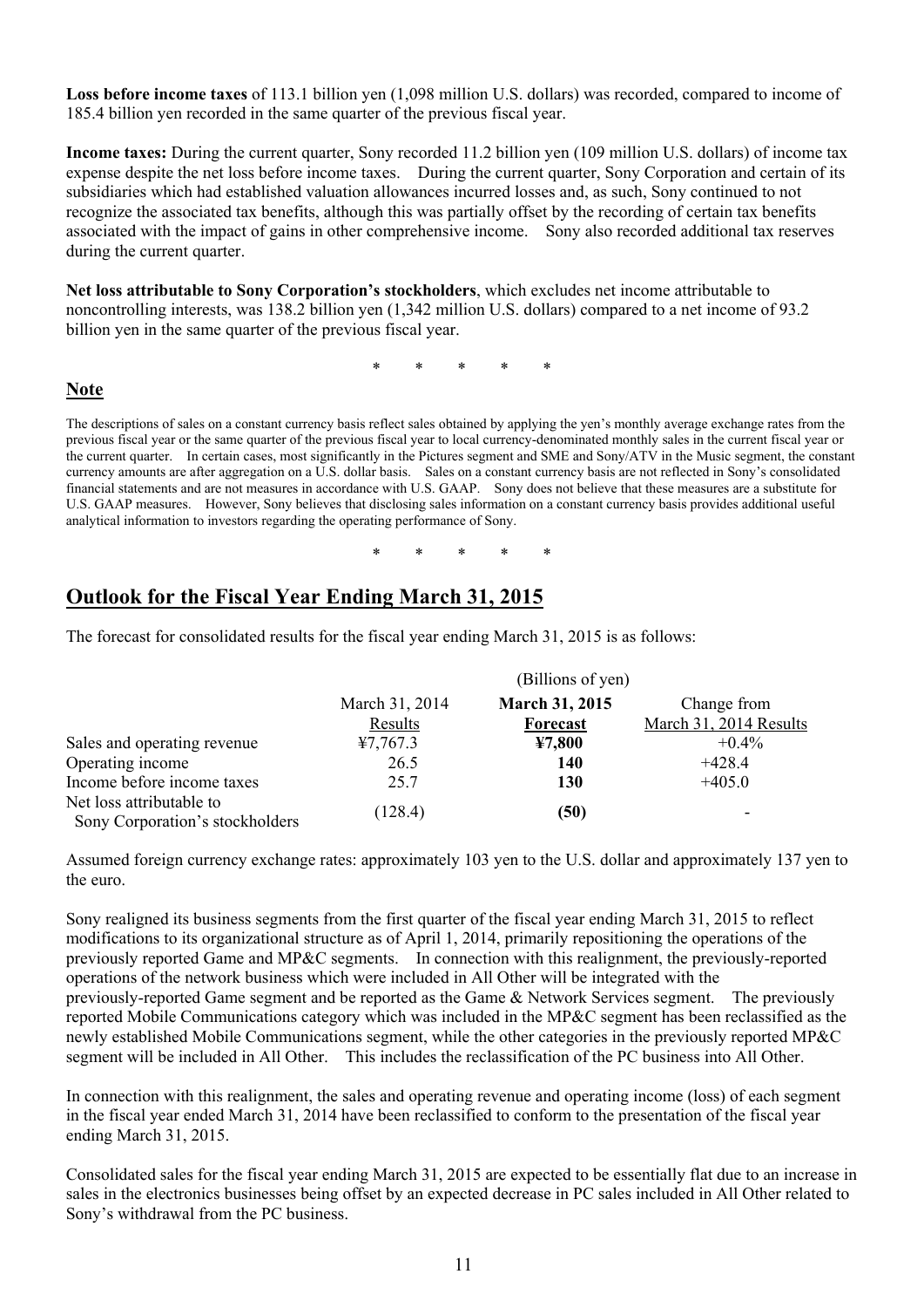**Loss before income taxes** of 113.1 billion yen (1,098 million U.S. dollars) was recorded, compared to income of 185.4 billion yen recorded in the same quarter of the previous fiscal year.

**Income taxes:** During the current quarter, Sony recorded 11.2 billion yen (109 million U.S. dollars) of income tax expense despite the net loss before income taxes. During the current quarter, Sony Corporation and certain of its subsidiaries which had established valuation allowances incurred losses and, as such, Sony continued to not recognize the associated tax benefits, although this was partially offset by the recording of certain tax benefits associated with the impact of gains in other comprehensive income. Sony also recorded additional tax reserves during the current quarter.

**Net loss attributable to Sony Corporation's stockholders**, which excludes net income attributable to noncontrolling interests, was 138.2 billion yen (1,342 million U.S. dollars) compared to a net income of 93.2 billion yen in the same quarter of the previous fiscal year.

\* \* \* \* \*

**Note**

The descriptions of sales on a constant currency basis reflect sales obtained by applying the yen's monthly average exchange rates from the previous fiscal year or the same quarter of the previous fiscal year to local currency-denominated monthly sales in the current fiscal year or the current quarter. In certain cases, most significantly in the Pictures segment and SME and Sony/ATV in the Music segment, the constant currency amounts are after aggregation on a U.S. dollar basis. Sales on a constant currency basis are not reflected in Sony's consolidated financial statements and are not measures in accordance with U.S. GAAP. Sony does not believe that these measures are a substitute for U.S. GAAP measures. However, Sony believes that disclosing sales information on a constant currency basis provides additional useful analytical information to investors regarding the operating performance of Sony.

\* \* \* \* \*

## Outlook for the Fiscal Year Ending March 31, 2015

The forecast for consolidated results for the fiscal year ending March 31, 2015 is as follows:

| | (Billions of yen) | | |
|---|---|---|---|
| | March 31, 2014 Results | **March 31, 2015 Forecast** | Change from March 31, 2014 Results |
| Sales and operating revenue | ¥7,767.3 | **¥7,800** | +0.4% |
| Operating income | 26.5 | **140** | +428.4 |
| Income before income taxes | 25.7 | **130** | +405.0 |
| Net loss attributable to Sony Corporation's stockholders | (128.4) | **(50)** | - |

Assumed foreign currency exchange rates: approximately 103 yen to the U.S. dollar and approximately 137 yen to the euro.

Sony realigned its business segments from the first quarter of the fiscal year ending March 31, 2015 to reflect modifications to its organizational structure as of April 1, 2014, primarily repositioning the operations of the previously reported Game and MP&C segments. In connection with this realignment, the previously-reported operations of the network business which were included in All Other will be integrated with the previously-reported Game segment and be reported as the Game & Network Services segment. The previously reported Mobile Communications category which was included in the MP&C segment has been reclassified as the newly established Mobile Communications segment, while the other categories in the previously reported MP&C segment will be included in All Other. This includes the reclassification of the PC business into All Other.

In connection with this realignment, the sales and operating revenue and operating income (loss) of each segment in the fiscal year ended March 31, 2014 have been reclassified to conform to the presentation of the fiscal year ending March 31, 2015.

Consolidated sales for the fiscal year ending March 31, 2015 are expected to be essentially flat due to an increase in sales in the electronics businesses being offset by an expected decrease in PC sales included in All Other related to Sony's withdrawal from the PC business.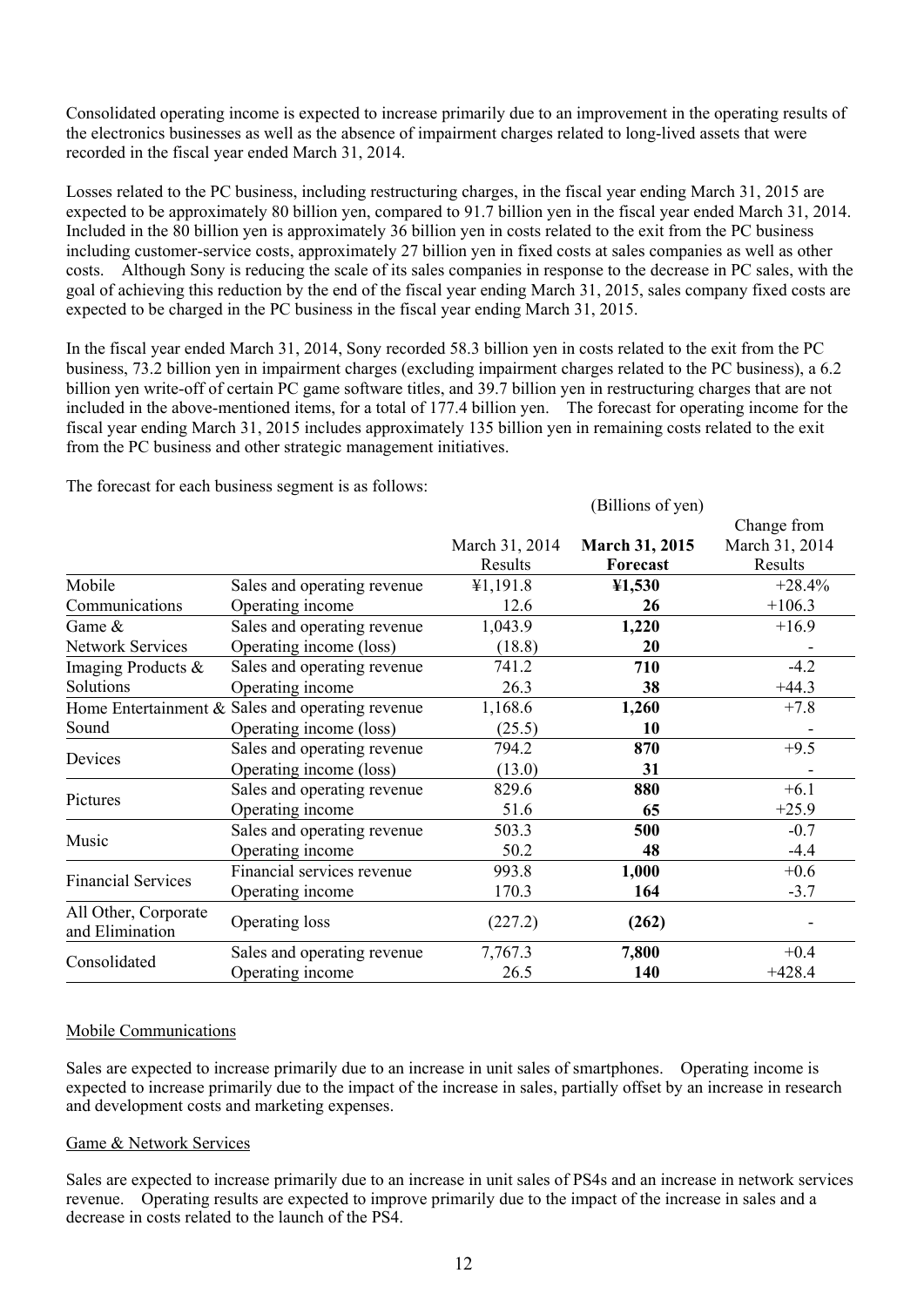Consolidated operating income is expected to increase primarily due to an improvement in the operating results of the electronics businesses as well as the absence of impairment charges related to long-lived assets that were recorded in the fiscal year ended March 31, 2014.

Losses related to the PC business, including restructuring charges, in the fiscal year ending March 31, 2015 are expected to be approximately 80 billion yen, compared to 91.7 billion yen in the fiscal year ended March 31, 2014. Included in the 80 billion yen is approximately 36 billion yen in costs related to the exit from the PC business including customer-service costs, approximately 27 billion yen in fixed costs at sales companies as well as other costs. Although Sony is reducing the scale of its sales companies in response to the decrease in PC sales, with the goal of achieving this reduction by the end of the fiscal year ending March 31, 2015, sales company fixed costs are expected to be charged in the PC business in the fiscal year ending March 31, 2015.

In the fiscal year ended March 31, 2014, Sony recorded 58.3 billion yen in costs related to the exit from the PC business, 73.2 billion yen in impairment charges (excluding impairment charges related to the PC business), a 6.2 billion yen write-off of certain PC game software titles, and 39.7 billion yen in restructuring charges that are not included in the above-mentioned items, for a total of 177.4 billion yen. The forecast for operating income for the fiscal year ending March 31, 2015 includes approximately 135 billion yen in remaining costs related to the exit from the PC business and other strategic management initiatives.

The forecast for each business segment is as follows:

(Billions of yen)

| | | March 31, 2014 Results | **March 31, 2015 Forecast** | Change from March 31, 2014 Results |
|---|---|---|---|---|
| Mobile Communications | Sales and operating revenue | ¥1,191.8 | **¥1,530** | +28.4% |
| | Operating income | 12.6 | **26** | +106.3 |
| Game & Network Services | Sales and operating revenue | 1,043.9 | **1,220** | +16.9 |
| | Operating income (loss) | (18.8) | **20** | - |
| Imaging Products & Solutions | Sales and operating revenue | 741.2 | **710** | -4.2 |
| | Operating income | 26.3 | **38** | +44.3 |
| Home Entertainment & Sound | Sales and operating revenue | 1,168.6 | **1,260** | +7.8 |
| | Operating income (loss) | (25.5) | **10** | - |
| Devices | Sales and operating revenue | 794.2 | **870** | +9.5 |
| | Operating income (loss) | (13.0) | **31** | - |
| Pictures | Sales and operating revenue | 829.6 | **880** | +6.1 |
| | Operating income | 51.6 | **65** | +25.9 |
| Music | Sales and operating revenue | 503.3 | **500** | -0.7 |
| | Operating income | 50.2 | **48** | -4.4 |
| Financial Services | Financial services revenue | 993.8 | **1,000** | +0.6 |
| | Operating income | 170.3 | **164** | -3.7 |
| All Other, Corporate and Elimination | Operating loss | (227.2) | **(262)** | - |
| Consolidated | Sales and operating revenue | 7,767.3 | **7,800** | +0.4 |
| | Operating income | 26.5 | **140** | +428.4 |

Mobile Communications

Sales are expected to increase primarily due to an increase in unit sales of smartphones. Operating income is expected to increase primarily due to the impact of the increase in sales, partially offset by an increase in research and development costs and marketing expenses.

Game & Network Services

Sales are expected to increase primarily due to an increase in unit sales of PS4s and an increase in network services revenue. Operating results are expected to improve primarily due to the impact of the increase in sales and a decrease in costs related to the launch of the PS4.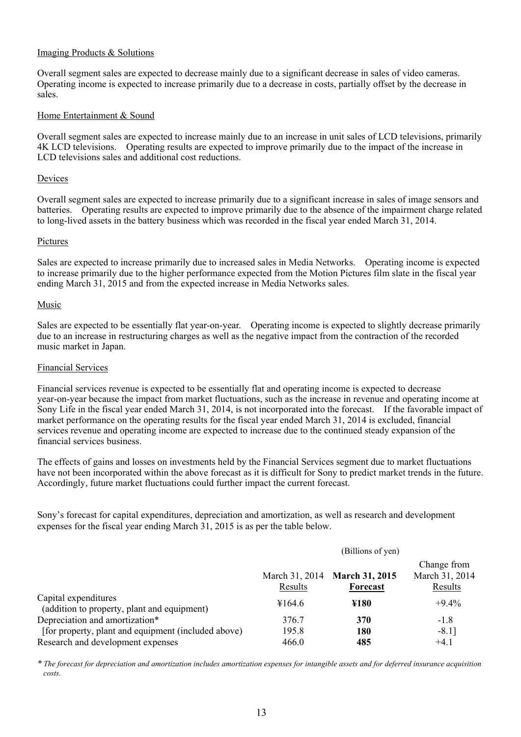Imaging Products & Solutions

Overall segment sales are expected to decrease mainly due to a significant decrease in sales of video cameras. Operating income is expected to increase primarily due to a decrease in costs, partially offset by the decrease in sales.

Home Entertainment & Sound

Overall segment sales are expected to increase mainly due to an increase in unit sales of LCD televisions, primarily 4K LCD televisions. Operating results are expected to improve primarily due to the impact of the increase in LCD televisions sales and additional cost reductions.

Devices

Overall segment sales are expected to increase primarily due to a significant increase in sales of image sensors and batteries. Operating results are expected to improve primarily due to the absence of the impairment charge related to long-lived assets in the battery business which was recorded in the fiscal year ended March 31, 2014.

Pictures

Sales are expected to increase primarily due to increased sales in Media Networks. Operating income is expected to increase primarily due to the higher performance expected from the Motion Pictures film slate in the fiscal year ending March 31, 2015 and from the expected increase in Media Networks sales.

Music

Sales are expected to be essentially flat year-on-year. Operating income is expected to slightly decrease primarily due to an increase in restructuring charges as well as the negative impact from the contraction of the recorded music market in Japan.

Financial Services

Financial services revenue is expected to be essentially flat and operating income is expected to decrease year-on-year because the impact from market fluctuations, such as the increase in revenue and operating income at Sony Life in the fiscal year ended March 31, 2014, is not incorporated into the forecast. If the favorable impact of market performance on the operating results for the fiscal year ended March 31, 2014 is excluded, financial services revenue and operating income are expected to increase due to the continued steady expansion of the financial services business.

The effects of gains and losses on investments held by the Financial Services segment due to market fluctuations have not been incorporated within the above forecast as it is difficult for Sony to predict market trends in the future. Accordingly, future market fluctuations could further impact the current forecast.

Sony's forecast for capital expenditures, depreciation and amortization, as well as research and development expenses for the fiscal year ending March 31, 2015 is as per the table below.

| | (Billions of yen) | | |
|---|---|---|---|
| | March 31, 2014 Results | **March 31, 2015 Forecast** | Change from March 31, 2014 Results |
| Capital expenditures (addition to property, plant and equipment) | ¥164.6 | **¥180** | +9.4% |
| Depreciation and amortization* | 376.7 | **370** | -1.8 |
| [for property, plant and equipment (included above) | 195.8 | **180** | -8.1] |
| Research and development expenses | 466.0 | **485** | +4.1 |

*\* The forecast for depreciation and amortization includes amortization expenses for intangible assets and for deferred insurance acquisition costs.*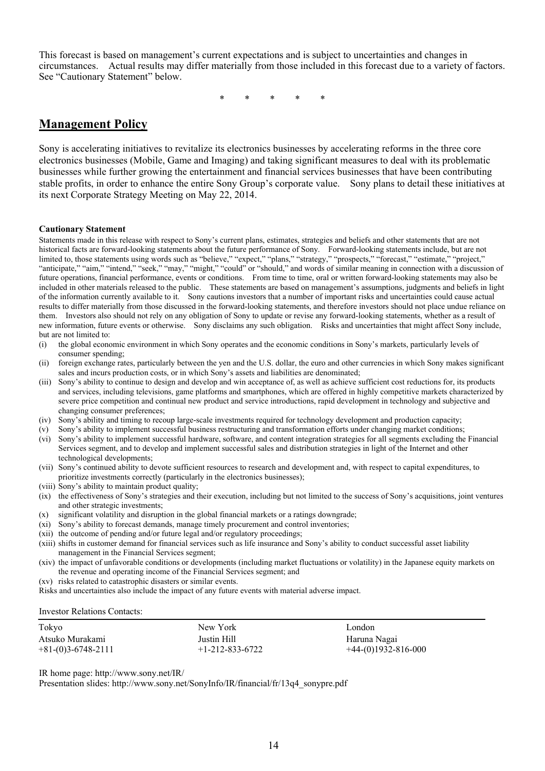This forecast is based on management's current expectations and is subject to uncertainties and changes in circumstances. Actual results may differ materially from those included in this forecast due to a variety of factors. See "Cautionary Statement" below.

\* \* \* \* \*

## Management Policy

Sony is accelerating initiatives to revitalize its electronics businesses by accelerating reforms in the three core electronics businesses (Mobile, Game and Imaging) and taking significant measures to deal with its problematic businesses while further growing the entertainment and financial services businesses that have been contributing stable profits, in order to enhance the entire Sony Group's corporate value. Sony plans to detail these initiatives at its next Corporate Strategy Meeting on May 22, 2014.

**Cautionary Statement**

Statements made in this release with respect to Sony's current plans, estimates, strategies and beliefs and other statements that are not historical facts are forward-looking statements about the future performance of Sony. Forward-looking statements include, but are not limited to, those statements using words such as "believe," "expect," "plans," "strategy," "prospects," "forecast," "estimate," "project," "anticipate," "aim," "intend," "seek," "may," "might," "could" or "should," and words of similar meaning in connection with a discussion of future operations, financial performance, events or conditions. From time to time, oral or written forward-looking statements may also be included in other materials released to the public. These statements are based on management's assumptions, judgments and beliefs in light of the information currently available to it. Sony cautions investors that a number of important risks and uncertainties could cause actual results to differ materially from those discussed in the forward-looking statements, and therefore investors should not place undue reliance on them. Investors also should not rely on any obligation of Sony to update or revise any forward-looking statements, whether as a result of new information, future events or otherwise. Sony disclaims any such obligation. Risks and uncertainties that might affect Sony include, but are not limited to:

(i) the global economic environment in which Sony operates and the economic conditions in Sony's markets, particularly levels of consumer spending;
(ii) foreign exchange rates, particularly between the yen and the U.S. dollar, the euro and other currencies in which Sony makes significant sales and incurs production costs, or in which Sony's assets and liabilities are denominated;
(iii) Sony's ability to continue to design and develop and win acceptance of, as well as achieve sufficient cost reductions for, its products and services, including televisions, game platforms and smartphones, which are offered in highly competitive markets characterized by severe price competition and continual new product and service introductions, rapid development in technology and subjective and changing consumer preferences;
(iv) Sony's ability and timing to recoup large-scale investments required for technology development and production capacity;
(v) Sony's ability to implement successful business restructuring and transformation efforts under changing market conditions;
(vi) Sony's ability to implement successful hardware, software, and content integration strategies for all segments excluding the Financial Services segment, and to develop and implement successful sales and distribution strategies in light of the Internet and other technological developments;
(vii) Sony's continued ability to devote sufficient resources to research and development and, with respect to capital expenditures, to prioritize investments correctly (particularly in the electronics businesses);
(viii) Sony's ability to maintain product quality;
(ix) the effectiveness of Sony's strategies and their execution, including but not limited to the success of Sony's acquisitions, joint ventures and other strategic investments;
(x) significant volatility and disruption in the global financial markets or a ratings downgrade;
(xi) Sony's ability to forecast demands, manage timely procurement and control inventories;
(xii) the outcome of pending and/or future legal and/or regulatory proceedings;
(xiii) shifts in customer demand for financial services such as life insurance and Sony's ability to conduct successful asset liability management in the Financial Services segment;
(xiv) the impact of unfavorable conditions or developments (including market fluctuations or volatility) in the Japanese equity markets on the revenue and operating income of the Financial Services segment; and
(xv) risks related to catastrophic disasters or similar events.

Risks and uncertainties also include the impact of any future events with material adverse impact.

Investor Relations Contacts:

| Tokyo | New York | London |
|---|---|---|
| Atsuko Murakami | Justin Hill | Haruna Nagai |
| +81-(0)3-6748-2111 | +1-212-833-6722 | +44-(0)1932-816-000 |

IR home page: http://www.sony.net/IR/
Presentation slides: http://www.sony.net/SonyInfo/IR/financial/fr/13q4_sonypre.pdf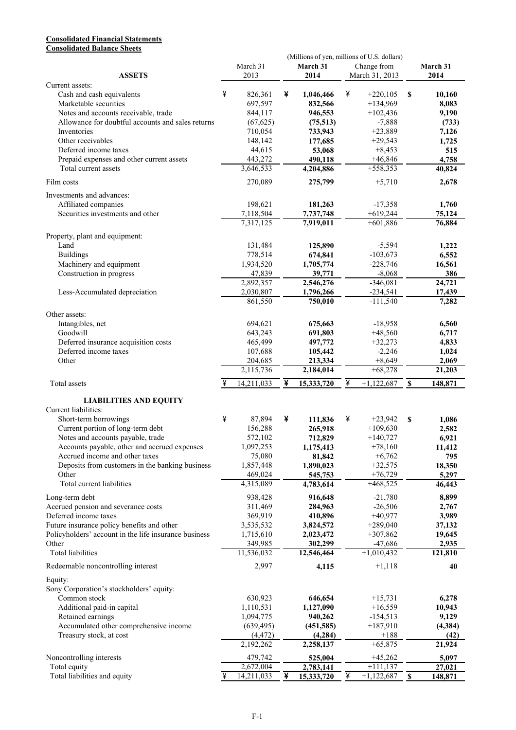**Consolidated Financial Statements**
**Consolidated Balance Sheets**

| | March 31 2013 | March 31 2014 | Change from March 31, 2013 | March 31 2014 |
|---|---|---|---|---|
| | (Millions of yen, millions of U.S. dollars) | | | |
| **ASSETS** | | | | |
| Current assets: | | | | |
| Cash and cash equivalents | ¥ 826,361 | ¥ **1,046,466** | ¥ +220,105 | $ **10,160** |
| Marketable securities | 697,597 | **832,566** | +134,969 | **8,083** |
| Notes and accounts receivable, trade | 844,117 | **946,553** | +102,436 | **9,190** |
| Allowance for doubtful accounts and sales returns | (67,625) | **(75,513)** | -7,888 | **(733)** |
| Inventories | 710,054 | **733,943** | +23,889 | **7,126** |
| Other receivables | 148,142 | **177,685** | +29,543 | **1,725** |
| Deferred income taxes | 44,615 | **53,068** | +8,453 | **515** |
| Prepaid expenses and other current assets | 443,272 | **490,118** | +46,846 | **4,758** |
| Total current assets | 3,646,533 | **4,204,886** | +558,353 | **40,824** |
| Film costs | 270,089 | **275,799** | +5,710 | **2,678** |
| Investments and advances: | | | | |
| Affiliated companies | 198,621 | **181,263** | -17,358 | **1,760** |
| Securities investments and other | 7,118,504 | **7,737,748** | +619,244 | **75,124** |
| | 7,317,125 | **7,919,011** | +601,886 | **76,884** |
| Property, plant and equipment: | | | | |
| Land | 131,484 | **125,890** | -5,594 | **1,222** |
| Buildings | 778,514 | **674,841** | -103,673 | **6,552** |
| Machinery and equipment | 1,934,520 | **1,705,774** | -228,746 | **16,561** |
| Construction in progress | 47,839 | **39,771** | -8,068 | **386** |
| | 2,892,357 | **2,546,276** | -346,081 | **24,721** |
| Less-Accumulated depreciation | 2,030,807 | **1,796,266** | -234,541 | **17,439** |
| | 861,550 | **750,010** | -111,540 | **7,282** |
| Other assets: | | | | |
| Intangibles, net | 694,621 | **675,663** | -18,958 | **6,560** |
| Goodwill | 643,243 | **691,803** | +48,560 | **6,717** |
| Deferred insurance acquisition costs | 465,499 | **497,772** | +32,273 | **4,833** |
| Deferred income taxes | 107,688 | **105,442** | -2,246 | **1,024** |
| Other | 204,685 | **213,334** | +8,649 | **2,069** |
| | 2,115,736 | **2,184,014** | +68,278 | **21,203** |
| Total assets | ¥ 14,211,033 | ¥ **15,333,720** | ¥ +1,122,687 | $ **148,871** |
| **LIABILITIES AND EQUITY** | | | | |
| Current liabilities: | | | | |
| Short-term borrowings | ¥ 87,894 | ¥ **111,836** | ¥ +23,942 | $ **1,086** |
| Current portion of long-term debt | 156,288 | **265,918** | +109,630 | **2,582** |
| Notes and accounts payable, trade | 572,102 | **712,829** | +140,727 | **6,921** |
| Accounts payable, other and accrued expenses | 1,097,253 | **1,175,413** | +78,160 | **11,412** |
| Accrued income and other taxes | 75,080 | **81,842** | +6,762 | **795** |
| Deposits from customers in the banking business | 1,857,448 | **1,890,023** | +32,575 | **18,350** |
| Other | 469,024 | **545,753** | +76,729 | **5,297** |
| Total current liabilities | 4,315,089 | **4,783,614** | +468,525 | **46,443** |
| Long-term debt | 938,428 | **916,648** | -21,780 | **8,899** |
| Accrued pension and severance costs | 311,469 | **284,963** | -26,506 | **2,767** |
| Deferred income taxes | 369,919 | **410,896** | +40,977 | **3,989** |
| Future insurance policy benefits and other | 3,535,532 | **3,824,572** | +289,040 | **37,132** |
| Policyholders' account in the life insurance business | 1,715,610 | **2,023,472** | +307,862 | **19,645** |
| Other | 349,985 | **302,299** | -47,686 | **2,935** |
| Total liabilities | 11,536,032 | **12,546,464** | +1,010,432 | **121,810** |
| Redeemable noncontrolling interest | 2,997 | **4,115** | +1,118 | **40** |
| Equity: | | | | |
| Sony Corporation's stockholders' equity: | | | | |
| Common stock | 630,923 | **646,654** | +15,731 | **6,278** |
| Additional paid-in capital | 1,110,531 | **1,127,090** | +16,559 | **10,943** |
| Retained earnings | 1,094,775 | **940,262** | -154,513 | **9,129** |
| Accumulated other comprehensive income | (639,495) | **(451,585)** | +187,910 | **(4,384)** |
| Treasury stock, at cost | (4,472) | **(4,284)** | +188 | **(42)** |
| | 2,192,262 | **2,258,137** | +65,875 | **21,924** |
| Noncontrolling interests | 479,742 | **525,004** | +45,262 | **5,097** |
| Total equity | 2,672,004 | **2,783,141** | +111,137 | **27,021** |
| Total liabilities and equity | ¥ 14,211,033 | ¥ **15,333,720** | ¥ +1,122,687 | $ **148,871** |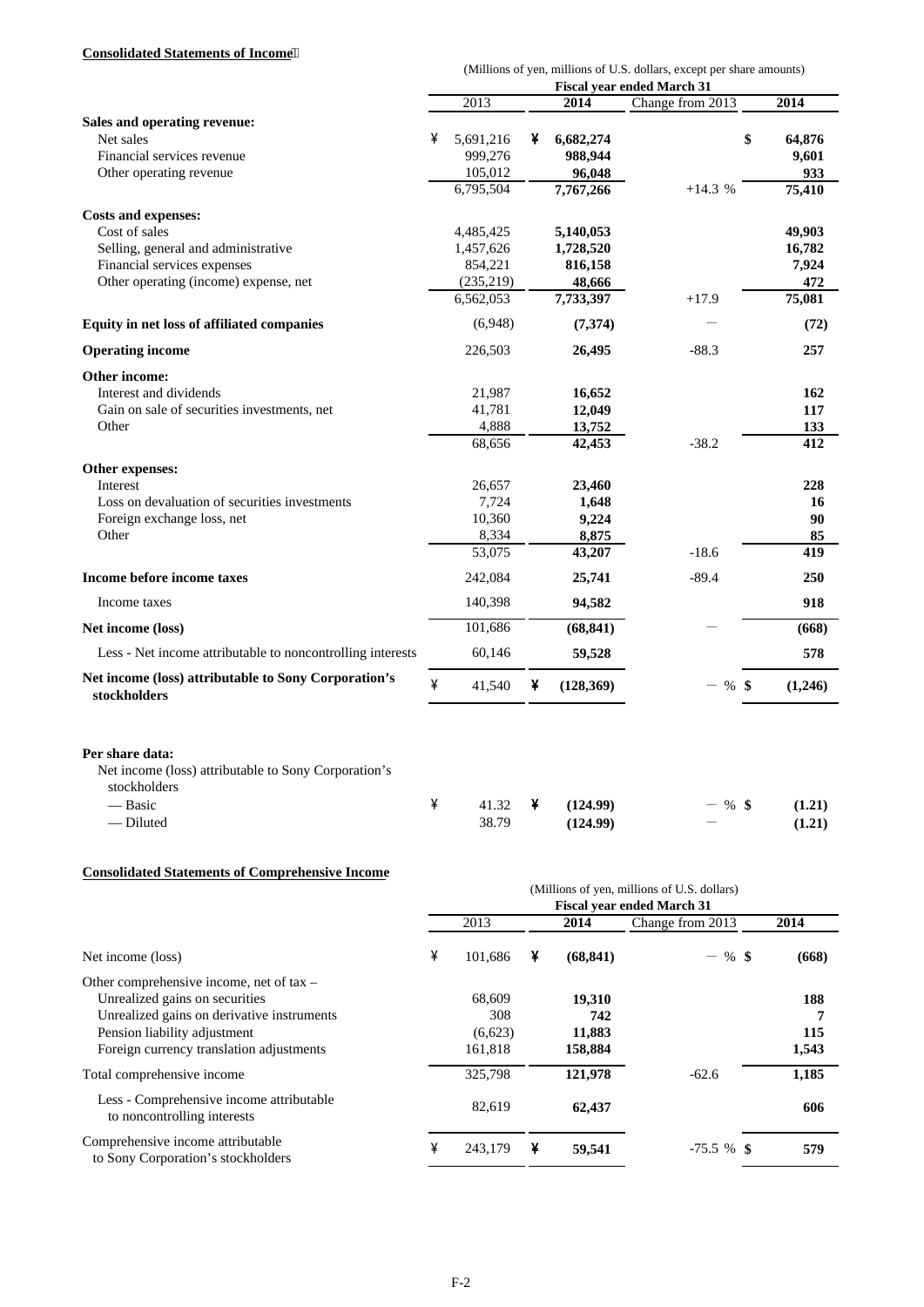**Consolidated Statements of Income**

(Millions of yen, millions of U.S. dollars, except per share amounts)

| | Fiscal year ended March 31 | | | |
|---|---|---|---|---|
| | 2013 | 2014 | Change from 2013 | 2014 |
| **Sales and operating revenue:** | | | | |
| Net sales | ¥ 5,691,216 | ¥ **6,682,274** | | $ **64,876** |
| Financial services revenue | 999,276 | **988,944** | | **9,601** |
| Other operating revenue | 105,012 | **96,048** | | **933** |
| | 6,795,504 | **7,767,266** | +14.3 % | **75,410** |
| **Costs and expenses:** | | | | |
| Cost of sales | 4,485,425 | **5,140,053** | | **49,903** |
| Selling, general and administrative | 1,457,626 | **1,728,520** | | **16,782** |
| Financial services expenses | 854,221 | **816,158** | | **7,924** |
| Other operating (income) expense, net | (235,219) | **48,666** | | **472** |
| | 6,562,053 | **7,733,397** | +17.9 | **75,081** |
| **Equity in net loss of affiliated companies** | (6,948) | **(7,374)** | — | **(72)** |
| **Operating income** | 226,503 | **26,495** | -88.3 | **257** |
| **Other income:** | | | | |
| Interest and dividends | 21,987 | **16,652** | | **162** |
| Gain on sale of securities investments, net | 41,781 | **12,049** | | **117** |
| Other | 4,888 | **13,752** | | **133** |
| | 68,656 | **42,453** | -38.2 | **412** |
| **Other expenses:** | | | | |
| Interest | 26,657 | **23,460** | | **228** |
| Loss on devaluation of securities investments | 7,724 | **1,648** | | **16** |
| Foreign exchange loss, net | 10,360 | **9,224** | | **90** |
| Other | 8,334 | **8,875** | | **85** |
| | 53,075 | **43,207** | -18.6 | **419** |
| **Income before income taxes** | 242,084 | **25,741** | -89.4 | **250** |
| Income taxes | 140,398 | **94,582** | | **918** |
| **Net income (loss)** | 101,686 | **(68,841)** | — | **(668)** |
| Less - Net income attributable to noncontrolling interests | 60,146 | **59,528** | | **578** |
| **Net income (loss) attributable to Sony Corporation's stockholders** | ¥ 41,540 | ¥ **(128,369)** | — % | $ **(1,246)** |
| | | | | |
| **Per share data:** | | | | |
| Net income (loss) attributable to Sony Corporation's stockholders | | | | |
| — Basic | ¥ 41.32 | ¥ **(124.99)** | — % | $ **(1.21)** |
| — Diluted | 38.79 | **(124.99)** | — | **(1.21)** |

**Consolidated Statements of Comprehensive Income**

(Millions of yen, millions of U.S. dollars)

| | Fiscal year ended March 31 | | | |
|---|---|---|---|---|
| | 2013 | 2014 | Change from 2013 | 2014 |
| Net income (loss) | ¥ 101,686 | ¥ **(68,841)** | — % | $ **(668)** |
| Other comprehensive income, net of tax – | | | | |
| Unrealized gains on securities | 68,609 | **19,310** | | **188** |
| Unrealized gains on derivative instruments | 308 | **742** | | **7** |
| Pension liability adjustment | (6,623) | **11,883** | | **115** |
| Foreign currency translation adjustments | 161,818 | **158,884** | | **1,543** |
| Total comprehensive income | 325,798 | **121,978** | -62.6 | **1,185** |
| Less - Comprehensive income attributable to noncontrolling interests | 82,619 | **62,437** | | **606** |
| Comprehensive income attributable to Sony Corporation's stockholders | ¥ 243,179 | ¥ **59,541** | -75.5 % | $ **579** |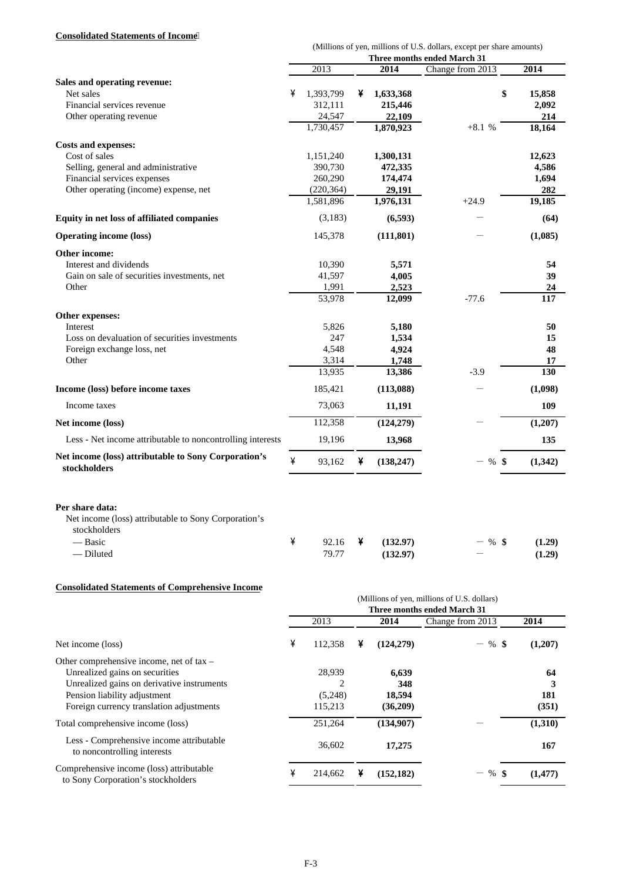**Consolidated Statements of Income**

(Millions of yen, millions of U.S. dollars, except per share amounts)

| | Three months ended March 31 | | | |
|---|---|---|---|---|
| | 2013 | 2014 | Change from 2013 | 2014 |
| **Sales and operating revenue:** | | | | |
| Net sales | ¥ 1,393,799 | ¥ 1,633,368 | | $ 15,858 |
| Financial services revenue | 312,111 | 215,446 | | 2,092 |
| Other operating revenue | 24,547 | 22,109 | | 214 |
| | 1,730,457 | 1,870,923 | +8.1 % | 18,164 |
| **Costs and expenses:** | | | | |
| Cost of sales | 1,151,240 | 1,300,131 | | 12,623 |
| Selling, general and administrative | 390,730 | 472,335 | | 4,586 |
| Financial services expenses | 260,290 | 174,474 | | 1,694 |
| Other operating (income) expense, net | (220,364) | 29,191 | | 282 |
| | 1,581,896 | 1,976,131 | +24.9 | 19,185 |
| **Equity in net loss of affiliated companies** | (3,183) | (6,593) | － | (64) |
| **Operating income (loss)** | 145,378 | (111,801) | － | (1,085) |
| **Other income:** | | | | |
| Interest and dividends | 10,390 | 5,571 | | 54 |
| Gain on sale of securities investments, net | 41,597 | 4,005 | | 39 |
| Other | 1,991 | 2,523 | | 24 |
| | 53,978 | 12,099 | -77.6 | 117 |
| **Other expenses:** | | | | |
| Interest | 5,826 | 5,180 | | 50 |
| Loss on devaluation of securities investments | 247 | 1,534 | | 15 |
| Foreign exchange loss, net | 4,548 | 4,924 | | 48 |
| Other | 3,314 | 1,748 | | 17 |
| | 13,935 | 13,386 | -3.9 | 130 |
| **Income (loss) before income taxes** | 185,421 | (113,088) | － | (1,098) |
| Income taxes | 73,063 | 11,191 | | 109 |
| **Net income (loss)** | 112,358 | (124,279) | － | (1,207) |
| Less - Net income attributable to noncontrolling interests | 19,196 | 13,968 | | 135 |
| **Net income (loss) attributable to Sony Corporation's stockholders** | ¥ 93,162 | ¥ (138,247) | － % | $ (1,342) |
| | | | | |
| **Per share data:** | | | | |
| Net income (loss) attributable to Sony Corporation's stockholders | | | | |
| — Basic | ¥ 92.16 | ¥ (132.97) | － % | $ (1.29) |
| — Diluted | 79.77 | (132.97) | － | (1.29) |

**Consolidated Statements of Comprehensive Income**

(Millions of yen, millions of U.S. dollars)

| | Three months ended March 31 | | | |
|---|---|---|---|---|
| | 2013 | 2014 | Change from 2013 | 2014 |
| Net income (loss) | ¥ 112,358 | ¥ (124,279) | － % | $ (1,207) |
| Other comprehensive income, net of tax – | | | | |
| Unrealized gains on securities | 28,939 | 6,639 | | 64 |
| Unrealized gains on derivative instruments | 2 | 348 | | 3 |
| Pension liability adjustment | (5,248) | 18,594 | | 181 |
| Foreign currency translation adjustments | 115,213 | (36,209) | | (351) |
| Total comprehensive income (loss) | 251,264 | (134,907) | － | (1,310) |
| Less - Comprehensive income attributable to noncontrolling interests | 36,602 | 17,275 | | 167 |
| Comprehensive income (loss) attributable to Sony Corporation's stockholders | ¥ 214,662 | ¥ (152,182) | － % | $ (1,477) |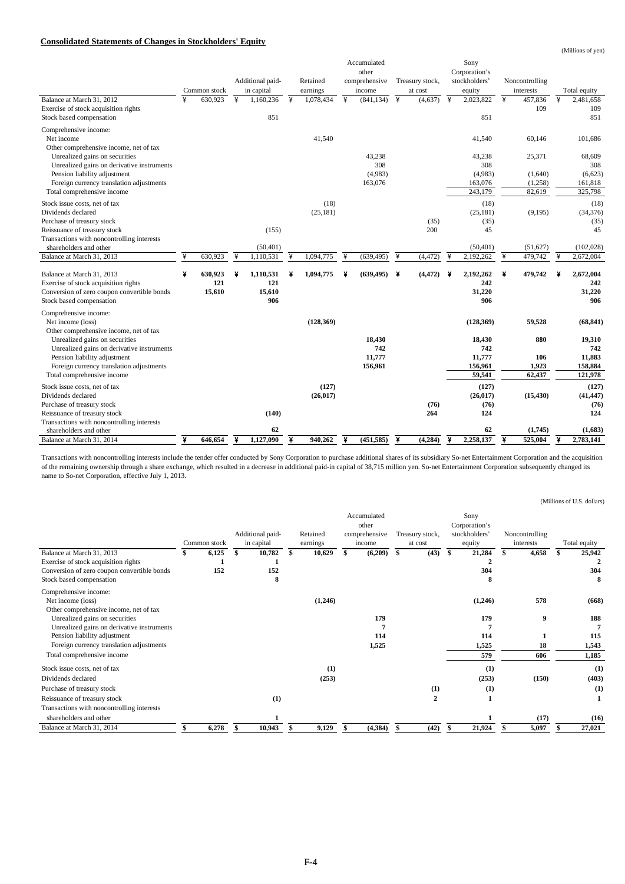## Consolidated Statements of Changes in Stockholders' Equity

(Millions of yen)

| | Common stock | Additional paid-in capital | Retained earnings | Accumulated other comprehensive income | Treasury stock, at cost | Sony Corporation's stockholders' equity | Noncontrolling interests | Total equity |
|---|---|---|---|---|---|---|---|---|
| Balance at March 31, 2012 | ¥ 630,923 | ¥ 1,160,236 | ¥ 1,078,434 | ¥ (841,134) | ¥ (4,637) | ¥ 2,023,822 | ¥ 457,836 | ¥ 2,481,658 |
| Exercise of stock acquisition rights | | | | | | | 109 | 109 |
| Stock based compensation | | 851 | | | | 851 | | 851 |
| Comprehensive income: | | | | | | | | |
| Net income | | | 41,540 | | | 41,540 | 60,146 | 101,686 |
| Other comprehensive income, net of tax | | | | | | | | |
| Unrealized gains on securities | | | | 43,238 | | 43,238 | 25,371 | 68,609 |
| Unrealized gains on derivative instruments | | | | 308 | | 308 | | 308 |
| Pension liability adjustment | | | | (4,983) | | (4,983) | (1,640) | (6,623) |
| Foreign currency translation adjustments | | | | 163,076 | | 163,076 | (1,258) | 161,818 |
| Total comprehensive income | | | | | | 243,179 | 82,619 | 325,798 |
| Stock issue costs, net of tax | | | (18) | | | (18) | | (18) |
| Dividends declared | | | (25,181) | | | (25,181) | (9,195) | (34,376) |
| Purchase of treasury stock | | | | | (35) | (35) | | (35) |
| Reissuance of treasury stock | | (155) | | | 200 | 45 | | 45 |
| Transactions with noncontrolling interests shareholders and other | | (50,401) | | | | (50,401) | (51,627) | (102,028) |
| Balance at March 31, 2013 | ¥ 630,923 | ¥ 1,110,531 | ¥ 1,094,775 | ¥ (639,495) | ¥ (4,472) | ¥ 2,192,262 | ¥ 479,742 | ¥ 2,672,004 |
| **Balance at March 31, 2013** | **¥ 630,923** | **¥ 1,110,531** | **¥ 1,094,775** | **¥ (639,495)** | **¥ (4,472)** | **¥ 2,192,262** | **¥ 479,742** | **¥ 2,672,004** |
| Exercise of stock acquisition rights | **121** | **121** | | | | **242** | | **242** |
| Conversion of zero coupon convertible bonds | **15,610** | **15,610** | | | | **31,220** | | **31,220** |
| Stock based compensation | | **906** | | | | **906** | | **906** |
| Comprehensive income: | | | | | | | | |
| Net income (loss) | | | **(128,369)** | | | **(128,369)** | **59,528** | **(68,841)** |
| Other comprehensive income, net of tax | | | | | | | | |
| Unrealized gains on securities | | | | **18,430** | | **18,430** | **880** | **19,310** |
| Unrealized gains on derivative instruments | | | | **742** | | **742** | | **742** |
| Pension liability adjustment | | | | **11,777** | | **11,777** | **106** | **11,883** |
| Foreign currency translation adjustments | | | | **156,961** | | **156,961** | **1,923** | **158,884** |
| Total comprehensive income | | | | | | **59,541** | **62,437** | **121,978** |
| Stock issue costs, net of tax | | | **(127)** | | | **(127)** | | **(127)** |
| Dividends declared | | | **(26,017)** | | | **(26,017)** | **(15,430)** | **(41,447)** |
| Purchase of treasury stock | | | | | **(76)** | **(76)** | | **(76)** |
| Reissuance of treasury stock | | **(140)** | | | **264** | **124** | | **124** |
| Transactions with noncontrolling interests shareholders and other | | **62** | | | | **62** | **(1,745)** | **(1,683)** |
| Balance at March 31, 2014 | **¥ 646,654** | **¥ 1,127,090** | **¥ 940,262** | **¥ (451,585)** | **¥ (4,284)** | **¥ 2,258,137** | **¥ 525,004** | **¥ 2,783,141** |

Transactions with noncontrolling interests include the tender offer conducted by Sony Corporation to purchase additional shares of its subsidiary So-net Entertainment Corporation and the acquisition of the remaining ownership through a share exchange, which resulted in a decrease in additional paid-in capital of 38,715 million yen. So-net Entertainment Corporation subsequently changed its name to So-net Corporation, effective July 1, 2013.

(Millions of U.S. dollars)

| | Common stock | Additional paid-in capital | Retained earnings | Accumulated other comprehensive income | Treasury stock, at cost | Sony Corporation's stockholders' equity | Noncontrolling interests | Total equity |
|---|---|---|---|---|---|---|---|---|
| Balance at March 31, 2013 | **$ 6,125** | **$ 10,782** | **$ 10,629** | **$ (6,209)** | **$ (43)** | **$ 21,284** | **$ 4,658** | **$ 25,942** |
| Exercise of stock acquisition rights | **1** | **1** | | | | **2** | | **2** |
| Conversion of zero coupon convertible bonds | **152** | **152** | | | | **304** | | **304** |
| Stock based compensation | | **8** | | | | **8** | | **8** |
| Comprehensive income: | | | | | | | | |
| Net income (loss) | | | **(1,246)** | | | **(1,246)** | **578** | **(668)** |
| Other comprehensive income, net of tax | | | | | | | | |
| Unrealized gains on securities | | | | **179** | | **179** | **9** | **188** |
| Unrealized gains on derivative instruments | | | | **7** | | **7** | | **7** |
| Pension liability adjustment | | | | **114** | | **114** | **1** | **115** |
| Foreign currency translation adjustments | | | | **1,525** | | **1,525** | **18** | **1,543** |
| Total comprehensive income | | | | | | **579** | **606** | **1,185** |
| Stock issue costs, net of tax | | | **(1)** | | | **(1)** | | **(1)** |
| Dividends declared | | | **(253)** | | | **(253)** | **(150)** | **(403)** |
| Purchase of treasury stock | | | | | **(1)** | **(1)** | | **(1)** |
| Reissuance of treasury stock | | **(1)** | | | **2** | **1** | | **1** |
| Transactions with noncontrolling interests shareholders and other | | **1** | | | | **1** | **(17)** | **(16)** |
| Balance at March 31, 2014 | **$ 6,278** | **$ 10,943** | **$ 9,129** | **$ (4,384)** | **$ (42)** | **$ 21,924** | **$ 5,097** | **$ 27,021** |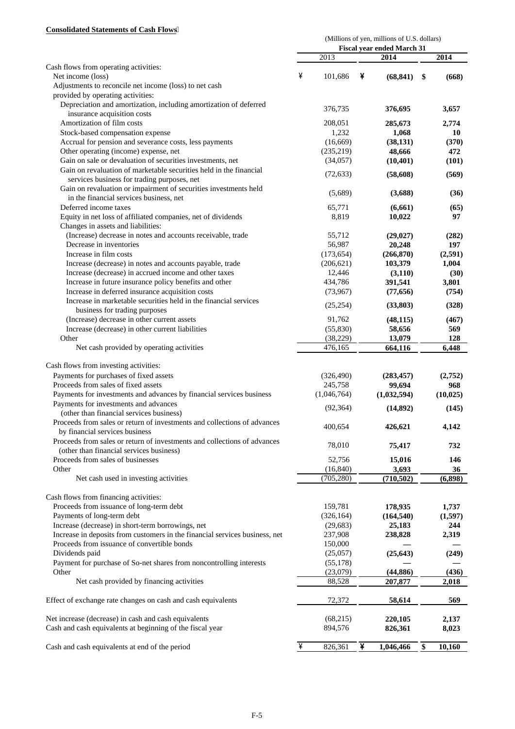**Consolidated Statements of Cash Flows**

| | (Millions of yen, millions of U.S. dollars) | | |
|---|---|---|---|
| | Fiscal year ended March 31 | | |
| | 2013 | 2014 | 2014 |
| Cash flows from operating activities: | | | |
| Net income (loss) | ¥ 101,686 | ¥ **(68,841)** | $ **(668)** |
| Adjustments to reconcile net income (loss) to net cash provided by operating activities: | | | |
| Depreciation and amortization, including amortization of deferred insurance acquisition costs | 376,735 | **376,695** | **3,657** |
| Amortization of film costs | 208,051 | **285,673** | **2,774** |
| Stock-based compensation expense | 1,232 | **1,068** | **10** |
| Accrual for pension and severance costs, less payments | (16,669) | **(38,131)** | **(370)** |
| Other operating (income) expense, net | (235,219) | **48,666** | **472** |
| Gain on sale or devaluation of securities investments, net | (34,057) | **(10,401)** | **(101)** |
| Gain on revaluation of marketable securities held in the financial services business for trading purposes, net | (72,633) | **(58,608)** | **(569)** |
| Gain on revaluation or impairment of securities investments held in the financial services business, net | (5,689) | **(3,688)** | **(36)** |
| Deferred income taxes | 65,771 | **(6,661)** | **(65)** |
| Equity in net loss of affiliated companies, net of dividends | 8,819 | **10,022** | **97** |
| Changes in assets and liabilities: | | | |
| (Increase) decrease in notes and accounts receivable, trade | 55,712 | **(29,027)** | **(282)** |
| Decrease in inventories | 56,987 | **20,248** | **197** |
| Increase in film costs | (173,654) | **(266,870)** | **(2,591)** |
| Increase (decrease) in notes and accounts payable, trade | (206,621) | **103,379** | **1,004** |
| Increase (decrease) in accrued income and other taxes | 12,446 | **(3,110)** | **(30)** |
| Increase in future insurance policy benefits and other | 434,786 | **391,541** | **3,801** |
| Increase in deferred insurance acquisition costs | (73,967) | **(77,656)** | **(754)** |
| Increase in marketable securities held in the financial services business for trading purposes | (25,254) | **(33,803)** | **(328)** |
| (Increase) decrease in other current assets | 91,762 | **(48,115)** | **(467)** |
| Increase (decrease) in other current liabilities | (55,830) | **58,656** | **569** |
| Other | (38,229) | **13,079** | **128** |
| Net cash provided by operating activities | 476,165 | **664,116** | **6,448** |
| Cash flows from investing activities: | | | |
| Payments for purchases of fixed assets | (326,490) | **(283,457)** | **(2,752)** |
| Proceeds from sales of fixed assets | 245,758 | **99,694** | **968** |
| Payments for investments and advances by financial services business | (1,046,764) | **(1,032,594)** | **(10,025)** |
| Payments for investments and advances (other than financial services business) | (92,364) | **(14,892)** | **(145)** |
| Proceeds from sales or return of investments and collections of advances by financial services business | 400,654 | **426,621** | **4,142** |
| Proceeds from sales or return of investments and collections of advances (other than financial services business) | 78,010 | **75,417** | **732** |
| Proceeds from sales of businesses | 52,756 | **15,016** | **146** |
| Other | (16,840) | **3,693** | **36** |
| Net cash used in investing activities | (705,280) | **(710,502)** | **(6,898)** |
| Cash flows from financing activities: | | | |
| Proceeds from issuance of long-term debt | 159,781 | **178,935** | **1,737** |
| Payments of long-term debt | (326,164) | **(164,540)** | **(1,597)** |
| Increase (decrease) in short-term borrowings, net | (29,683) | **25,183** | **244** |
| Increase in deposits from customers in the financial services business, net | 237,908 | **238,828** | **2,319** |
| Proceeds from issuance of convertible bonds | 150,000 | **—** | **—** |
| Dividends paid | (25,057) | **(25,643)** | **(249)** |
| Payment for purchase of So-net shares from noncontrolling interests | (55,178) | **—** | **—** |
| Other | (23,079) | **(44,886)** | **(436)** |
| Net cash provided by financing activities | 88,528 | **207,877** | **2,018** |
| Effect of exchange rate changes on cash and cash equivalents | 72,372 | **58,614** | **569** |
| Net increase (decrease) in cash and cash equivalents | (68,215) | **220,105** | **2,137** |
| Cash and cash equivalents at beginning of the fiscal year | 894,576 | **826,361** | **8,023** |
| Cash and cash equivalents at end of the period | ¥ 826,361 | ¥ **1,046,466** | $ **10,160** |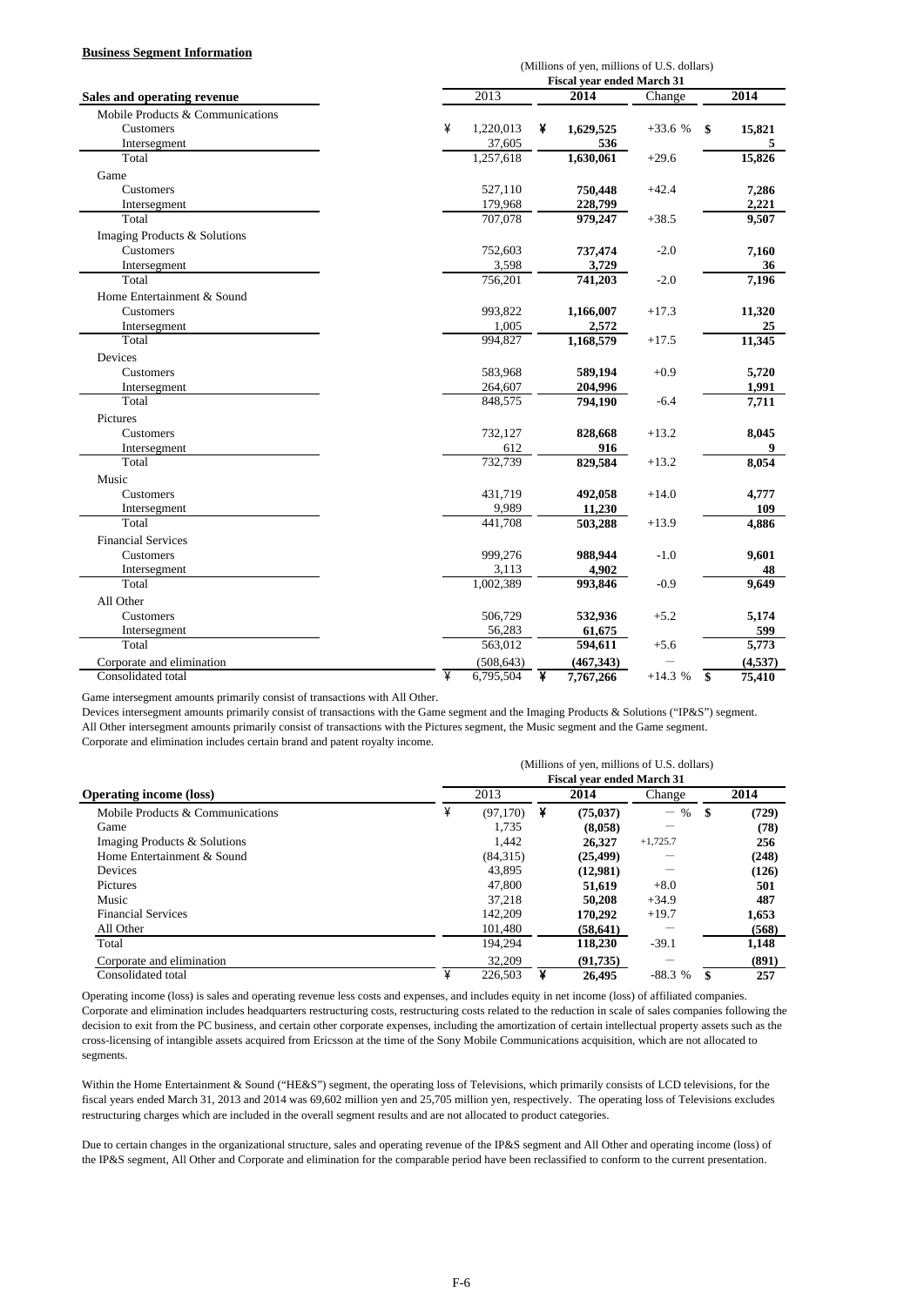**Business Segment Information**

| Sales and operating revenue | (Millions of yen, millions of U.S. dollars) Fiscal year ended March 31 | | | |
|---|---|---|---|---|
| | 2013 | 2014 | Change | 2014 |
| Mobile Products & Communications | | | | |
| Customers | ¥ 1,220,013 | ¥ **1,629,525** | +33.6 % | $ **15,821** |
| Intersegment | 37,605 | **536** | | **5** |
| Total | 1,257,618 | **1,630,061** | +29.6 | **15,826** |
| Game | | | | |
| Customers | 527,110 | **750,448** | +42.4 | **7,286** |
| Intersegment | 179,968 | **228,799** | | **2,221** |
| Total | 707,078 | **979,247** | +38.5 | **9,507** |
| Imaging Products & Solutions | | | | |
| Customers | 752,603 | **737,474** | -2.0 | **7,160** |
| Intersegment | 3,598 | **3,729** | | **36** |
| Total | 756,201 | **741,203** | -2.0 | **7,196** |
| Home Entertainment & Sound | | | | |
| Customers | 993,822 | **1,166,007** | +17.3 | **11,320** |
| Intersegment | 1,005 | **2,572** | | **25** |
| Total | 994,827 | **1,168,579** | +17.5 | **11,345** |
| Devices | | | | |
| Customers | 583,968 | **589,194** | +0.9 | **5,720** |
| Intersegment | 264,607 | **204,996** | | **1,991** |
| Total | 848,575 | **794,190** | -6.4 | **7,711** |
| Pictures | | | | |
| Customers | 732,127 | **828,668** | +13.2 | **8,045** |
| Intersegment | 612 | **916** | | **9** |
| Total | 732,739 | **829,584** | +13.2 | **8,054** |
| Music | | | | |
| Customers | 431,719 | **492,058** | +14.0 | **4,777** |
| Intersegment | 9,989 | **11,230** | | **109** |
| Total | 441,708 | **503,288** | +13.9 | **4,886** |
| Financial Services | | | | |
| Customers | 999,276 | **988,944** | -1.0 | **9,601** |
| Intersegment | 3,113 | **4,902** | | **48** |
| Total | 1,002,389 | **993,846** | -0.9 | **9,649** |
| All Other | | | | |
| Customers | 506,729 | **532,936** | +5.2 | **5,174** |
| Intersegment | 56,283 | **61,675** | | **599** |
| Total | 563,012 | **594,611** | +5.6 | **5,773** |
| Corporate and elimination | (508,643) | **(467,343)** | — | **(4,537)** |
| Consolidated total | ¥ 6,795,504 | ¥ **7,767,266** | +14.3 % | $ **75,410** |

Game intersegment amounts primarily consist of transactions with All Other.
Devices intersegment amounts primarily consist of transactions with the Game segment and the Imaging Products & Solutions ("IP&S") segment.
All Other intersegment amounts primarily consist of transactions with the Pictures segment, the Music segment and the Game segment.
Corporate and elimination includes certain brand and patent royalty income.

| Operating income (loss) | (Millions of yen, millions of U.S. dollars) Fiscal year ended March 31 | | | |
|---|---|---|---|---|
| | 2013 | 2014 | Change | 2014 |
| Mobile Products & Communications | ¥ (97,170) | ¥ **(75,037)** | — % | $ **(729)** |
| Game | 1,735 | **(8,058)** | — | **(78)** |
| Imaging Products & Solutions | 1,442 | **26,327** | +1,725.7 | **256** |
| Home Entertainment & Sound | (84,315) | **(25,499)** | — | **(248)** |
| Devices | 43,895 | **(12,981)** | — | **(126)** |
| Pictures | 47,800 | **51,619** | +8.0 | **501** |
| Music | 37,218 | **50,208** | +34.9 | **487** |
| Financial Services | 142,209 | **170,292** | +19.7 | **1,653** |
| All Other | 101,480 | **(58,641)** | — | **(568)** |
| Total | 194,294 | **118,230** | -39.1 | **1,148** |
| Corporate and elimination | 32,209 | **(91,735)** | — | **(891)** |
| Consolidated total | ¥ 226,503 | ¥ **26,495** | -88.3 % | $ **257** |

Operating income (loss) is sales and operating revenue less costs and expenses, and includes equity in net income (loss) of affiliated companies. Corporate and elimination includes headquarters restructuring costs, restructuring costs related to the reduction in scale of sales companies following the decision to exit from the PC business, and certain other corporate expenses, including the amortization of certain intellectual property assets such as the cross-licensing of intangible assets acquired from Ericsson at the time of the Sony Mobile Communications acquisition, which are not allocated to segments.

Within the Home Entertainment & Sound ("HE&S") segment, the operating loss of Televisions, which primarily consists of LCD televisions, for the fiscal years ended March 31, 2013 and 2014 was 69,602 million yen and 25,705 million yen, respectively. The operating loss of Televisions excludes restructuring charges which are included in the overall segment results and are not allocated to product categories.

Due to certain changes in the organizational structure, sales and operating revenue of the IP&S segment and All Other and operating income (loss) of the IP&S segment, All Other and Corporate and elimination for the comparable period have been reclassified to conform to the current presentation.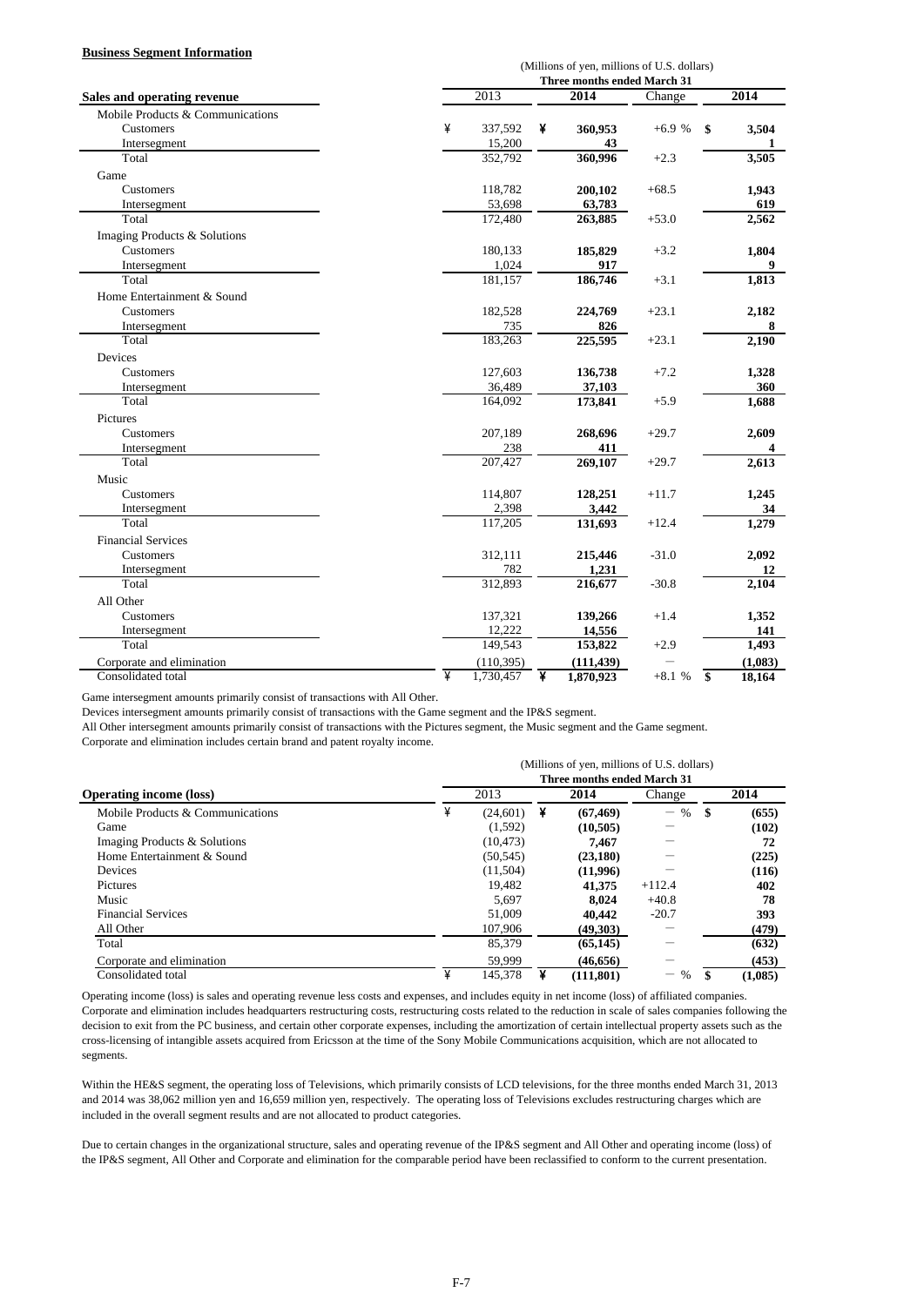**Business Segment Information**

| Sales and operating revenue | 2013 | 2014 | Change | 2014 |
|---|---|---|---|---|
| | (Millions of yen, millions of U.S. dollars) | | | |
| | Three months ended March 31 | | | |
| Mobile Products & Communications | | | | |
| Customers | ¥ 337,592 | ¥ 360,953 | +6.9 % | $ 3,504 |
| Intersegment | 15,200 | 43 | | 1 |
| Total | 352,792 | 360,996 | +2.3 | 3,505 |
| Game | | | | |
| Customers | 118,782 | 200,102 | +68.5 | 1,943 |
| Intersegment | 53,698 | 63,783 | | 619 |
| Total | 172,480 | 263,885 | +53.0 | 2,562 |
| Imaging Products & Solutions | | | | |
| Customers | 180,133 | 185,829 | +3.2 | 1,804 |
| Intersegment | 1,024 | 917 | | 9 |
| Total | 181,157 | 186,746 | +3.1 | 1,813 |
| Home Entertainment & Sound | | | | |
| Customers | 182,528 | 224,769 | +23.1 | 2,182 |
| Intersegment | 735 | 826 | | 8 |
| Total | 183,263 | 225,595 | +23.1 | 2,190 |
| Devices | | | | |
| Customers | 127,603 | 136,738 | +7.2 | 1,328 |
| Intersegment | 36,489 | 37,103 | | 360 |
| Total | 164,092 | 173,841 | +5.9 | 1,688 |
| Pictures | | | | |
| Customers | 207,189 | 268,696 | +29.7 | 2,609 |
| Intersegment | 238 | 411 | | 4 |
| Total | 207,427 | 269,107 | +29.7 | 2,613 |
| Music | | | | |
| Customers | 114,807 | 128,251 | +11.7 | 1,245 |
| Intersegment | 2,398 | 3,442 | | 34 |
| Total | 117,205 | 131,693 | +12.4 | 1,279 |
| Financial Services | | | | |
| Customers | 312,111 | 215,446 | -31.0 | 2,092 |
| Intersegment | 782 | 1,231 | | 12 |
| Total | 312,893 | 216,677 | -30.8 | 2,104 |
| All Other | | | | |
| Customers | 137,321 | 139,266 | +1.4 | 1,352 |
| Intersegment | 12,222 | 14,556 | | 141 |
| Total | 149,543 | 153,822 | +2.9 | 1,493 |
| Corporate and elimination | (110,395) | (111,439) | — | (1,083) |
| Consolidated total | ¥ 1,730,457 | ¥ 1,870,923 | +8.1 % | $ 18,164 |

Game intersegment amounts primarily consist of transactions with All Other.
Devices intersegment amounts primarily consist of transactions with the Game segment and the IP&S segment.
All Other intersegment amounts primarily consist of transactions with the Pictures segment, the Music segment and the Game segment.
Corporate and elimination includes certain brand and patent royalty income.

| Operating income (loss) | 2013 | 2014 | Change | 2014 |
|---|---|---|---|---|
| | (Millions of yen, millions of U.S. dollars) | | | |
| | Three months ended March 31 | | | |
| Mobile Products & Communications | ¥ (24,601) | ¥ (67,469) | — % | $ (655) |
| Game | (1,592) | (10,505) | — | (102) |
| Imaging Products & Solutions | (10,473) | 7,467 | — | 72 |
| Home Entertainment & Sound | (50,545) | (23,180) | — | (225) |
| Devices | (11,504) | (11,996) | — | (116) |
| Pictures | 19,482 | 41,375 | +112.4 | 402 |
| Music | 5,697 | 8,024 | +40.8 | 78 |
| Financial Services | 51,009 | 40,442 | -20.7 | 393 |
| All Other | 107,906 | (49,303) | — | (479) |
| Total | 85,379 | (65,145) | — | (632) |
| Corporate and elimination | 59,999 | (46,656) | — | (453) |
| Consolidated total | ¥ 145,378 | ¥ (111,801) | — % | $ (1,085) |

Operating income (loss) is sales and operating revenue less costs and expenses, and includes equity in net income (loss) of affiliated companies. Corporate and elimination includes headquarters restructuring costs, restructuring costs related to the reduction in scale of sales companies following the decision to exit from the PC business, and certain other corporate expenses, including the amortization of certain intellectual property assets such as the cross-licensing of intangible assets acquired from Ericsson at the time of the Sony Mobile Communications acquisition, which are not allocated to segments.

Within the HE&S segment, the operating loss of Televisions, which primarily consists of LCD televisions, for the three months ended March 31, 2013 and 2014 was 38,062 million yen and 16,659 million yen, respectively. The operating loss of Televisions excludes restructuring charges which are included in the overall segment results and are not allocated to product categories.

Due to certain changes in the organizational structure, sales and operating revenue of the IP&S segment and All Other and operating income (loss) of the IP&S segment, All Other and Corporate and elimination for the comparable period have been reclassified to conform to the current presentation.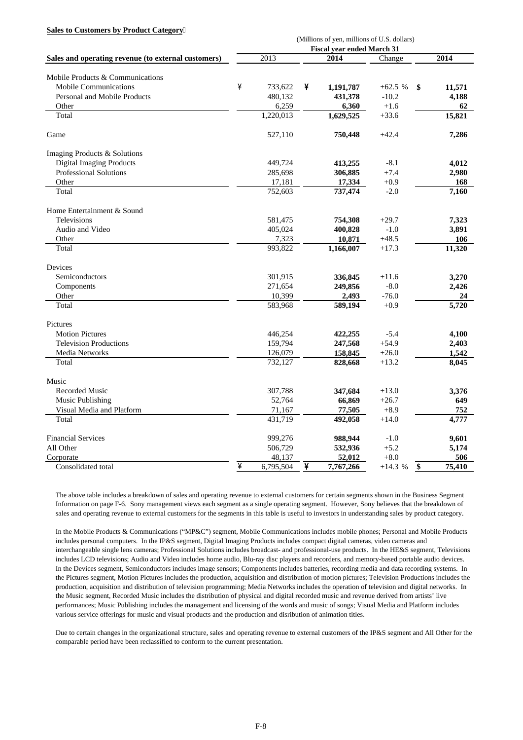**Sales to Customers by Product Category**

| Sales and operating revenue (to external customers) | 2013 | 2014 | Change | 2014 |
|---|---|---|---|---|
| | (Millions of yen, millions of U.S. dollars) | | | |
| | Fiscal year ended March 31 | | | |
| Mobile Products & Communications | | | | |
| Mobile Communications | ¥ 733,622 | ¥ **1,191,787** | +62.5 % | $ **11,571** |
| Personal and Mobile Products | 480,132 | **431,378** | -10.2 | **4,188** |
| Other | 6,259 | **6,360** | +1.6 | **62** |
| Total | 1,220,013 | **1,629,525** | +33.6 | **15,821** |
| Game | 527,110 | **750,448** | +42.4 | **7,286** |
| Imaging Products & Solutions | | | | |
| Digital Imaging Products | 449,724 | **413,255** | -8.1 | **4,012** |
| Professional Solutions | 285,698 | **306,885** | +7.4 | **2,980** |
| Other | 17,181 | **17,334** | +0.9 | **168** |
| Total | 752,603 | **737,474** | -2.0 | **7,160** |
| Home Entertainment & Sound | | | | |
| Televisions | 581,475 | **754,308** | +29.7 | **7,323** |
| Audio and Video | 405,024 | **400,828** | -1.0 | **3,891** |
| Other | 7,323 | **10,871** | +48.5 | **106** |
| Total | 993,822 | **1,166,007** | +17.3 | **11,320** |
| Devices | | | | |
| Semiconductors | 301,915 | **336,845** | +11.6 | **3,270** |
| Components | 271,654 | **249,856** | -8.0 | **2,426** |
| Other | 10,399 | **2,493** | -76.0 | **24** |
| Total | 583,968 | **589,194** | +0.9 | **5,720** |
| Pictures | | | | |
| Motion Pictures | 446,254 | **422,255** | -5.4 | **4,100** |
| Television Productions | 159,794 | **247,568** | +54.9 | **2,403** |
| Media Networks | 126,079 | **158,845** | +26.0 | **1,542** |
| Total | 732,127 | **828,668** | +13.2 | **8,045** |
| Music | | | | |
| Recorded Music | 307,788 | **347,684** | +13.0 | **3,376** |
| Music Publishing | 52,764 | **66,869** | +26.7 | **649** |
| Visual Media and Platform | 71,167 | **77,505** | +8.9 | **752** |
| Total | 431,719 | **492,058** | +14.0 | **4,777** |
| Financial Services | 999,276 | **988,944** | -1.0 | **9,601** |
| All Other | 506,729 | **532,936** | +5.2 | **5,174** |
| Corporate | 48,137 | **52,012** | +8.0 | **506** |
| Consolidated total | ¥ 6,795,504 | ¥ **7,767,266** | +14.3 % | $ **75,410** |

The above table includes a breakdown of sales and operating revenue to external customers for certain segments shown in the Business Segment Information on page F-6. Sony management views each segment as a single operating segment. However, Sony believes that the breakdown of sales and operating revenue to external customers for the segments in this table is useful to investors in understanding sales by product category.

In the Mobile Products & Communications ("MP&C") segment, Mobile Communications includes mobile phones; Personal and Mobile Products includes personal computers. In the IP&S segment, Digital Imaging Products includes compact digital cameras, video cameras and interchangeable single lens cameras; Professional Solutions includes broadcast- and professional-use products. In the HE&S segment, Televisions includes LCD televisions; Audio and Video includes home audio, Blu-ray disc players and recorders, and memory-based portable audio devices. In the Devices segment, Semiconductors includes image sensors; Components includes batteries, recording media and data recording systems. In the Pictures segment, Motion Pictures includes the production, acquisition and distribution of motion pictures; Television Productions includes the production, acquisition and distribution of television programming; Media Networks includes the operation of television and digital networks. In the Music segment, Recorded Music includes the distribution of physical and digital recorded music and revenue derived from artists' live performances; Music Publishing includes the management and licensing of the words and music of songs; Visual Media and Platform includes various service offerings for music and visual products and the production and disribution of animation titles.

Due to certain changes in the organizational structure, sales and operating revenue to external customers of the IP&S segment and All Other for the comparable period have been reclassified to conform to the current presentation.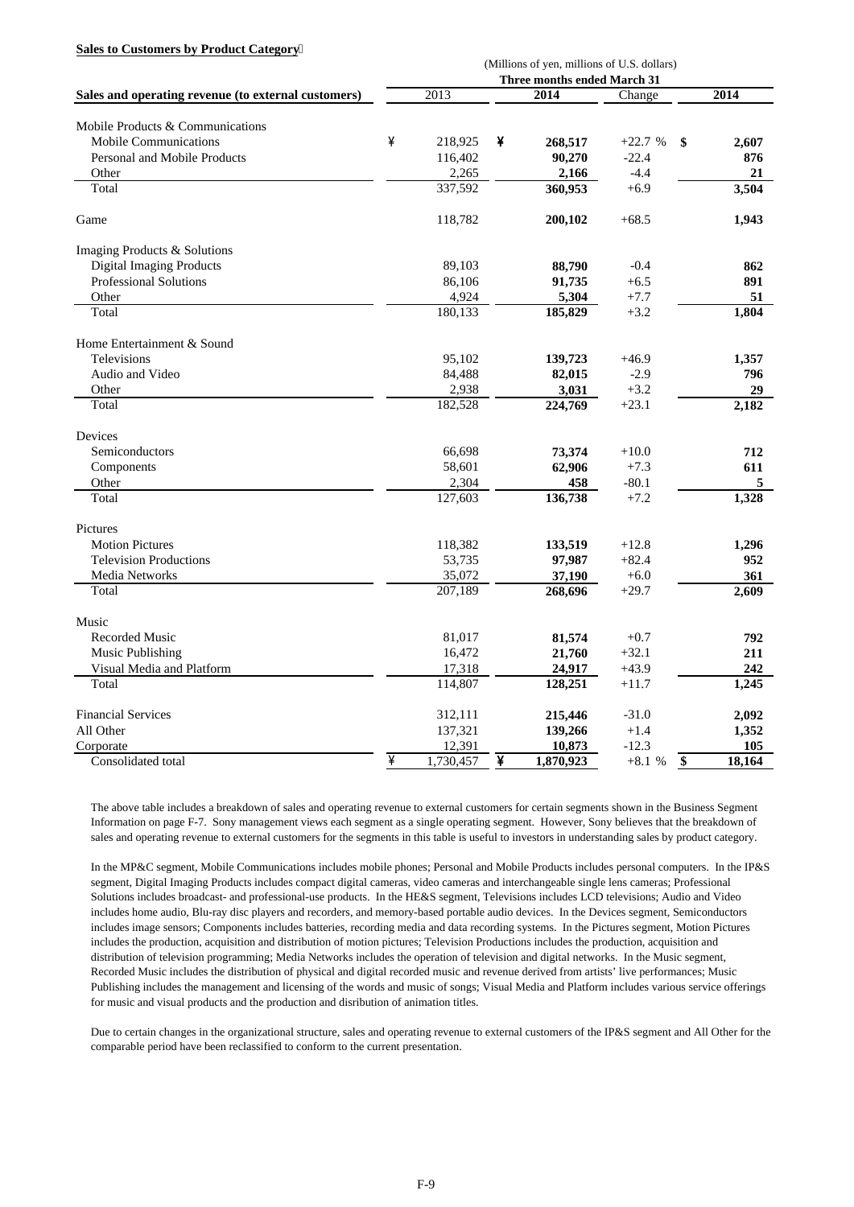**Sales to Customers by Product Category**

| Sales and operating revenue (to external customers) | 2013 | 2014 | Change | 2014 |
|---|---|---|---|---|
| | (Millions of yen, millions of U.S. dollars) | | | |
| | Three months ended March 31 | | | |
| Mobile Products & Communications | | | | |
| Mobile Communications | ¥ 218,925 | ¥ **268,517** | +22.7 % | $ **2,607** |
| Personal and Mobile Products | 116,402 | **90,270** | -22.4 | **876** |
| Other | 2,265 | **2,166** | -4.4 | **21** |
| Total | 337,592 | **360,953** | +6.9 | **3,504** |
| Game | 118,782 | **200,102** | +68.5 | **1,943** |
| Imaging Products & Solutions | | | | |
| Digital Imaging Products | 89,103 | **88,790** | -0.4 | **862** |
| Professional Solutions | 86,106 | **91,735** | +6.5 | **891** |
| Other | 4,924 | **5,304** | +7.7 | **51** |
| Total | 180,133 | **185,829** | +3.2 | **1,804** |
| Home Entertainment & Sound | | | | |
| Televisions | 95,102 | **139,723** | +46.9 | **1,357** |
| Audio and Video | 84,488 | **82,015** | -2.9 | **796** |
| Other | 2,938 | **3,031** | +3.2 | **29** |
| Total | 182,528 | **224,769** | +23.1 | **2,182** |
| Devices | | | | |
| Semiconductors | 66,698 | **73,374** | +10.0 | **712** |
| Components | 58,601 | **62,906** | +7.3 | **611** |
| Other | 2,304 | **458** | -80.1 | **5** |
| Total | 127,603 | **136,738** | +7.2 | **1,328** |
| Pictures | | | | |
| Motion Pictures | 118,382 | **133,519** | +12.8 | **1,296** |
| Television Productions | 53,735 | **97,987** | +82.4 | **952** |
| Media Networks | 35,072 | **37,190** | +6.0 | **361** |
| Total | 207,189 | **268,696** | +29.7 | **2,609** |
| Music | | | | |
| Recorded Music | 81,017 | **81,574** | +0.7 | **792** |
| Music Publishing | 16,472 | **21,760** | +32.1 | **211** |
| Visual Media and Platform | 17,318 | **24,917** | +43.9 | **242** |
| Total | 114,807 | **128,251** | +11.7 | **1,245** |
| Financial Services | 312,111 | **215,446** | -31.0 | **2,092** |
| All Other | 137,321 | **139,266** | +1.4 | **1,352** |
| Corporate | 12,391 | **10,873** | -12.3 | **105** |
| Consolidated total | ¥ 1,730,457 | ¥ **1,870,923** | +8.1 % | $ **18,164** |

The above table includes a breakdown of sales and operating revenue to external customers for certain segments shown in the Business Segment Information on page F-7. Sony management views each segment as a single operating segment. However, Sony believes that the breakdown of sales and operating revenue to external customers for the segments in this table is useful to investors in understanding sales by product category.

In the MP&C segment, Mobile Communications includes mobile phones; Personal and Mobile Products includes personal computers. In the IP&S segment, Digital Imaging Products includes compact digital cameras, video cameras and interchangeable single lens cameras; Professional Solutions includes broadcast- and professional-use products. In the HE&S segment, Televisions includes LCD televisions; Audio and Video includes home audio, Blu-ray disc players and recorders, and memory-based portable audio devices. In the Devices segment, Semiconductors includes image sensors; Components includes batteries, recording media and data recording systems. In the Pictures segment, Motion Pictures includes the production, acquisition and distribution of motion pictures; Television Productions includes the production, acquisition and distribution of television programming; Media Networks includes the operation of television and digital networks. In the Music segment, Recorded Music includes the distribution of physical and digital recorded music and revenue derived from artists' live performances; Music Publishing includes the management and licensing of the words and music of songs; Visual Media and Platform includes various service offerings for music and visual products and the production and disribution of animation titles.

Due to certain changes in the organizational structure, sales and operating revenue to external customers of the IP&S segment and All Other for the comparable period have been reclassified to conform to the current presentation.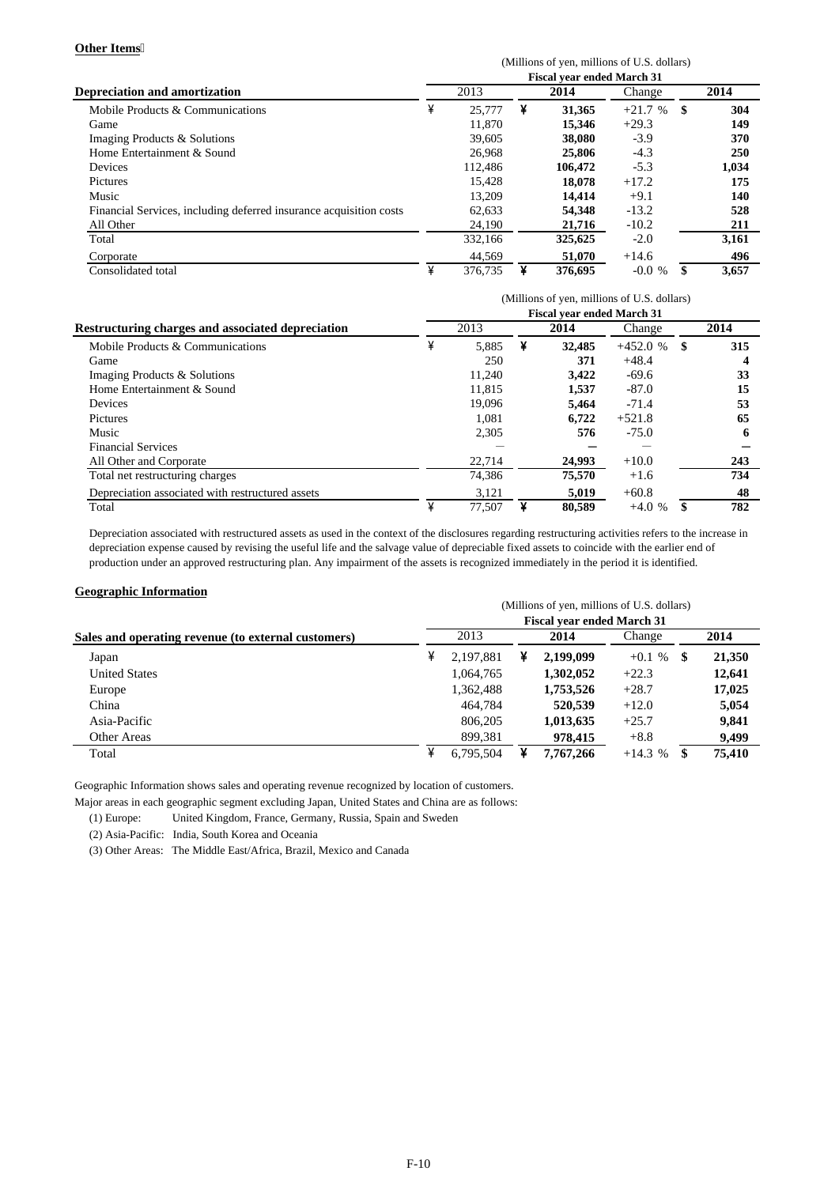**Other Items**

(Millions of yen, millions of U.S. dollars)

| Depreciation and amortization | Fiscal year ended March 31 | | | |
|---|---|---|---|---|
| | 2013 | **2014** | Change | **2014** |
| Mobile Products & Communications | ¥ 25,777 | ¥ **31,365** | +21.7 % | $ **304** |
| Game | 11,870 | **15,346** | +29.3 | **149** |
| Imaging Products & Solutions | 39,605 | **38,080** | -3.9 | **370** |
| Home Entertainment & Sound | 26,968 | **25,806** | -4.3 | **250** |
| Devices | 112,486 | **106,472** | -5.3 | **1,034** |
| Pictures | 15,428 | **18,078** | +17.2 | **175** |
| Music | 13,209 | **14,414** | +9.1 | **140** |
| Financial Services, including deferred insurance acquisition costs | 62,633 | **54,348** | -13.2 | **528** |
| All Other | 24,190 | **21,716** | -10.2 | **211** |
| Total | 332,166 | **325,625** | -2.0 | **3,161** |
| Corporate | 44,569 | **51,070** | +14.6 | **496** |
| Consolidated total | ¥ 376,735 | ¥ **376,695** | -0.0 % | $ **3,657** |

(Millions of yen, millions of U.S. dollars)

| Restructuring charges and associated depreciation | Fiscal year ended March 31 | | | |
|---|---|---|---|---|
| | 2013 | **2014** | Change | **2014** |
| Mobile Products & Communications | ¥ 5,885 | ¥ **32,485** | +452.0 % | $ **315** |
| Game | 250 | **371** | +48.4 | **4** |
| Imaging Products & Solutions | 11,240 | **3,422** | -69.6 | **33** |
| Home Entertainment & Sound | 11,815 | **1,537** | -87.0 | **15** |
| Devices | 19,096 | **5,464** | -71.4 | **53** |
| Pictures | 1,081 | **6,722** | +521.8 | **65** |
| Music | 2,305 | **576** | -75.0 | **6** |
| Financial Services | — | **—** | — | **—** |
| All Other and Corporate | 22,714 | **24,993** | +10.0 | **243** |
| Total net restructuring charges | 74,386 | **75,570** | +1.6 | **734** |
| Depreciation associated with restructured assets | 3,121 | **5,019** | +60.8 | **48** |
| Total | ¥ 77,507 | ¥ **80,589** | +4.0 % | $ **782** |

Depreciation associated with restructured assets as used in the context of the disclosures regarding restructuring activities refers to the increase in depreciation expense caused by revising the useful life and the salvage value of depreciable fixed assets to coincide with the earlier end of production under an approved restructuring plan. Any impairment of the assets is recognized immediately in the period it is identified.

**Geographic Information**

(Millions of yen, millions of U.S. dollars)

| Sales and operating revenue (to external customers) | Fiscal year ended March 31 | | | |
|---|---|---|---|---|
| | 2013 | **2014** | Change | **2014** |
| Japan | ¥ 2,197,881 | ¥ **2,199,099** | +0.1 % | $ **21,350** |
| United States | 1,064,765 | **1,302,052** | +22.3 | **12,641** |
| Europe | 1,362,488 | **1,753,526** | +28.7 | **17,025** |
| China | 464,784 | **520,539** | +12.0 | **5,054** |
| Asia-Pacific | 806,205 | **1,013,635** | +25.7 | **9,841** |
| Other Areas | 899,381 | **978,415** | +8.8 | **9,499** |
| Total | ¥ 6,795,504 | ¥ **7,767,266** | +14.3 % | $ **75,410** |

Geographic Information shows sales and operating revenue recognized by location of customers.

Major areas in each geographic segment excluding Japan, United States and China are as follows:

(1) Europe: United Kingdom, France, Germany, Russia, Spain and Sweden

(2) Asia-Pacific: India, South Korea and Oceania

(3) Other Areas: The Middle East/Africa, Brazil, Mexico and Canada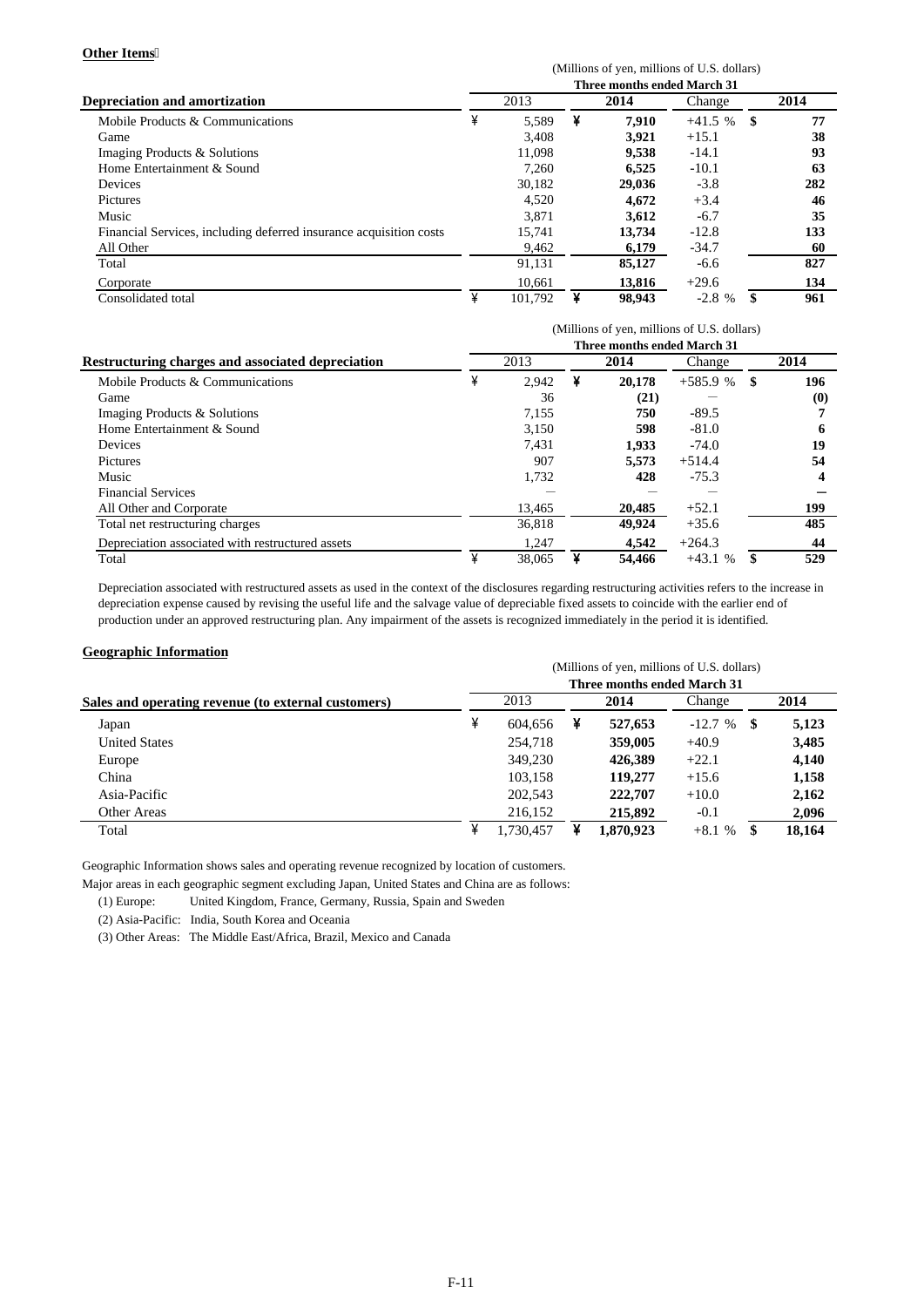**Other Items**

| Depreciation and amortization | 2013 | 2014 | Change | 2014 |
|---|---|---|---|---|
| | (Millions of yen, millions of U.S. dollars) | | | |
| | Three months ended March 31 | | | |
| Mobile Products & Communications | ¥ 5,589 | ¥ **7,910** | +41.5 % | $ **77** |
| Game | 3,408 | **3,921** | +15.1 | **38** |
| Imaging Products & Solutions | 11,098 | **9,538** | -14.1 | **93** |
| Home Entertainment & Sound | 7,260 | **6,525** | -10.1 | **63** |
| Devices | 30,182 | **29,036** | -3.8 | **282** |
| Pictures | 4,520 | **4,672** | +3.4 | **46** |
| Music | 3,871 | **3,612** | -6.7 | **35** |
| Financial Services, including deferred insurance acquisition costs | 15,741 | **13,734** | -12.8 | **133** |
| All Other | 9,462 | **6,179** | -34.7 | **60** |
| Total | 91,131 | **85,127** | -6.6 | **827** |
| Corporate | 10,661 | **13,816** | +29.6 | **134** |
| Consolidated total | ¥ 101,792 | ¥ **98,943** | -2.8 % | $ **961** |

| Restructuring charges and associated depreciation | 2013 | 2014 | Change | 2014 |
|---|---|---|---|---|
| | (Millions of yen, millions of U.S. dollars) | | | |
| | Three months ended March 31 | | | |
| Mobile Products & Communications | ¥ 2,942 | ¥ **20,178** | +585.9 % | $ **196** |
| Game | 36 | **(21)** | — | **(0)** |
| Imaging Products & Solutions | 7,155 | **750** | -89.5 | **7** |
| Home Entertainment & Sound | 3,150 | **598** | -81.0 | **6** |
| Devices | 7,431 | **1,933** | -74.0 | **19** |
| Pictures | 907 | **5,573** | +514.4 | **54** |
| Music | 1,732 | **428** | -75.3 | **4** |
| Financial Services | — | — | — | **—** |
| All Other and Corporate | 13,465 | **20,485** | +52.1 | **199** |
| Total net restructuring charges | 36,818 | **49,924** | +35.6 | **485** |
| Depreciation associated with restructured assets | 1,247 | **4,542** | +264.3 | **44** |
| Total | ¥ 38,065 | ¥ **54,466** | +43.1 % | $ **529** |

Depreciation associated with restructured assets as used in the context of the disclosures regarding restructuring activities refers to the increase in depreciation expense caused by revising the useful life and the salvage value of depreciable fixed assets to coincide with the earlier end of production under an approved restructuring plan. Any impairment of the assets is recognized immediately in the period it is identified.

**Geographic Information**

| Sales and operating revenue (to external customers) | 2013 | 2014 | Change | 2014 |
|---|---|---|---|---|
| | (Millions of yen, millions of U.S. dollars) | | | |
| | Three months ended March 31 | | | |
| Japan | ¥ 604,656 | ¥ **527,653** | -12.7 % | $ **5,123** |
| United States | 254,718 | **359,005** | +40.9 | **3,485** |
| Europe | 349,230 | **426,389** | +22.1 | **4,140** |
| China | 103,158 | **119,277** | +15.6 | **1,158** |
| Asia-Pacific | 202,543 | **222,707** | +10.0 | **2,162** |
| Other Areas | 216,152 | **215,892** | -0.1 | **2,096** |
| Total | ¥ 1,730,457 | ¥ **1,870,923** | +8.1 % | $ **18,164** |

Geographic Information shows sales and operating revenue recognized by location of customers.

Major areas in each geographic segment excluding Japan, United States and China are as follows:

(1) Europe: United Kingdom, France, Germany, Russia, Spain and Sweden

(2) Asia-Pacific: India, South Korea and Oceania

(3) Other Areas: The Middle East/Africa, Brazil, Mexico and Canada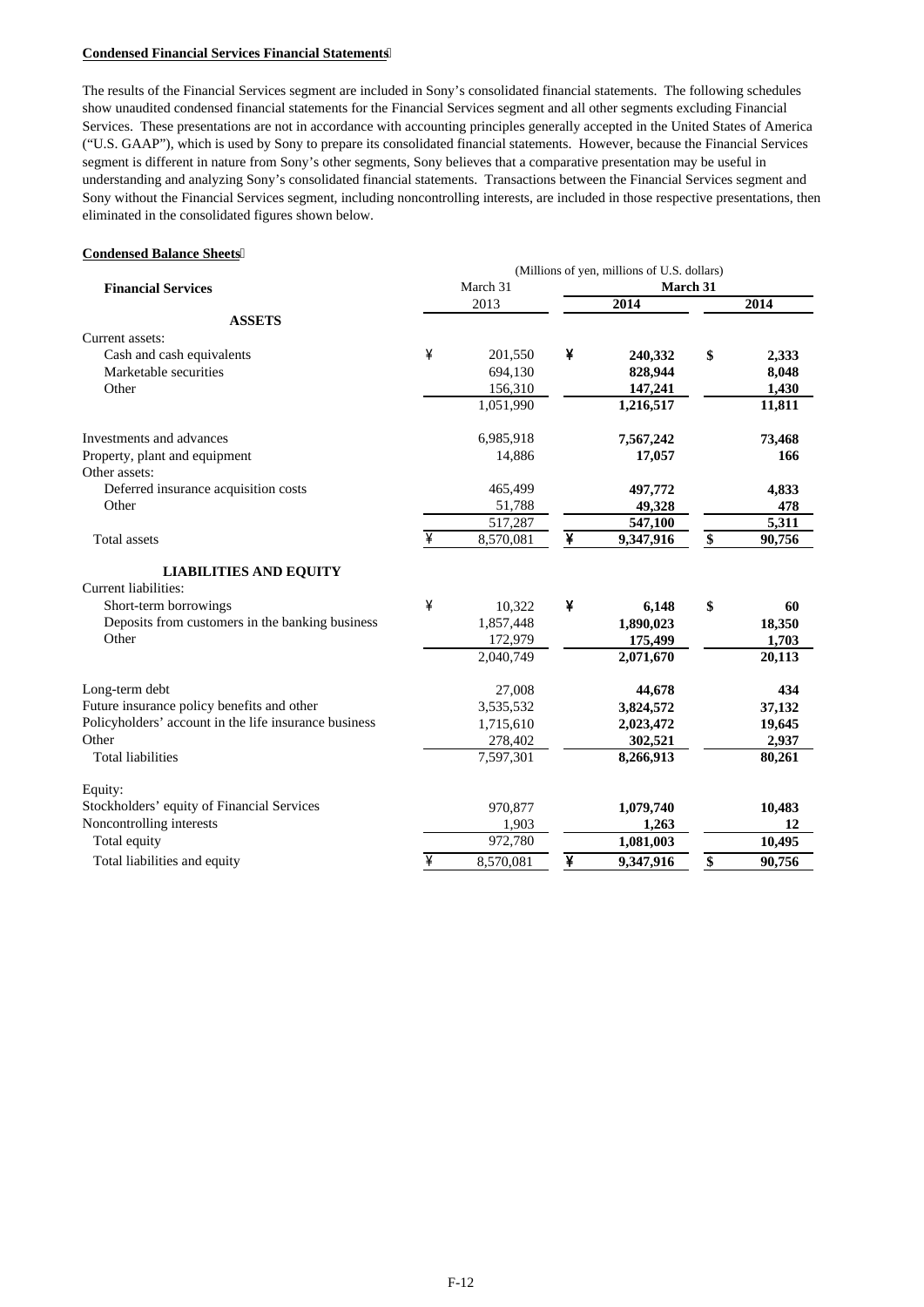**Condensed Financial Services Financial Statements**

The results of the Financial Services segment are included in Sony's consolidated financial statements. The following schedules show unaudited condensed financial statements for the Financial Services segment and all other segments excluding Financial Services. These presentations are not in accordance with accounting principles generally accepted in the United States of America ("U.S. GAAP"), which is used by Sony to prepare its consolidated financial statements. However, because the Financial Services segment is different in nature from Sony's other segments, Sony believes that a comparative presentation may be useful in understanding and analyzing Sony's consolidated financial statements. Transactions between the Financial Services segment and Sony without the Financial Services segment, including noncontrolling interests, are included in those respective presentations, then eliminated in the consolidated figures shown below.

**Condensed Balance Sheets**

| | (Millions of yen, millions of U.S. dollars) | | |
|---|---|---|---|
| **Financial Services** | March 31 | **March 31** | |
| | 2013 | **2014** | **2014** |
| **ASSETS** | | | |
| Current assets: | | | |
| Cash and cash equivalents | ¥ 201,550 | ¥ **240,332** | $ **2,333** |
| Marketable securities | 694,130 | **828,944** | **8,048** |
| Other | 156,310 | **147,241** | **1,430** |
| | 1,051,990 | **1,216,517** | **11,811** |
| Investments and advances | 6,985,918 | **7,567,242** | **73,468** |
| Property, plant and equipment | 14,886 | **17,057** | **166** |
| Other assets: | | | |
| Deferred insurance acquisition costs | 465,499 | **497,772** | **4,833** |
| Other | 51,788 | **49,328** | **478** |
| | 517,287 | **547,100** | **5,311** |
| Total assets | ¥ 8,570,081 | ¥ **9,347,916** | $ **90,756** |
| **LIABILITIES AND EQUITY** | | | |
| Current liabilities: | | | |
| Short-term borrowings | ¥ 10,322 | ¥ **6,148** | $ **60** |
| Deposits from customers in the banking business | 1,857,448 | **1,890,023** | **18,350** |
| Other | 172,979 | **175,499** | **1,703** |
| | 2,040,749 | **2,071,670** | **20,113** |
| Long-term debt | 27,008 | **44,678** | **434** |
| Future insurance policy benefits and other | 3,535,532 | **3,824,572** | **37,132** |
| Policyholders' account in the life insurance business | 1,715,610 | **2,023,472** | **19,645** |
| Other | 278,402 | **302,521** | **2,937** |
| Total liabilities | 7,597,301 | **8,266,913** | **80,261** |
| Equity: | | | |
| Stockholders' equity of Financial Services | 970,877 | **1,079,740** | **10,483** |
| Noncontrolling interests | 1,903 | **1,263** | **12** |
| Total equity | 972,780 | **1,081,003** | **10,495** |
| Total liabilities and equity | ¥ 8,570,081 | ¥ **9,347,916** | $ **90,756** |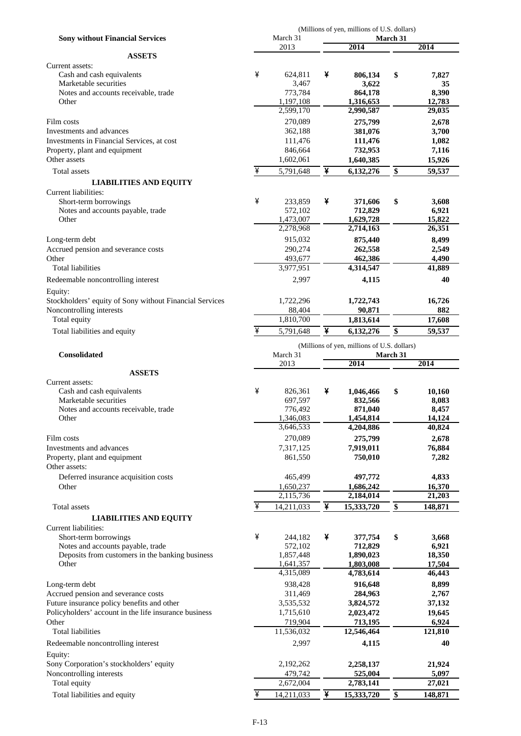(Millions of yen, millions of U.S. dollars)

| Sony without Financial Services | March 31 2013 | March 31 2014 | March 31 2014 |
|---|---|---|---|
| **ASSETS** | | | |
| Current assets: | | | |
| Cash and cash equivalents | ¥ 624,811 | ¥ **806,134** | $ **7,827** |
| Marketable securities | 3,467 | **3,622** | **35** |
| Notes and accounts receivable, trade | 773,784 | **864,178** | **8,390** |
| Other | 1,197,108 | **1,316,653** | **12,783** |
| | 2,599,170 | **2,990,587** | **29,035** |
| Film costs | 270,089 | **275,799** | **2,678** |
| Investments and advances | 362,188 | **381,076** | **3,700** |
| Investments in Financial Services, at cost | 111,476 | **111,476** | **1,082** |
| Property, plant and equipment | 846,664 | **732,953** | **7,116** |
| Other assets | 1,602,061 | **1,640,385** | **15,926** |
| Total assets | ¥ 5,791,648 | ¥ **6,132,276** | $ **59,537** |
| **LIABILITIES AND EQUITY** | | | |
| Current liabilities: | | | |
| Short-term borrowings | ¥ 233,859 | ¥ **371,606** | $ **3,608** |
| Notes and accounts payable, trade | 572,102 | **712,829** | **6,921** |
| Other | 1,473,007 | **1,629,728** | **15,822** |
| | 2,278,968 | **2,714,163** | **26,351** |
| Long-term debt | 915,032 | **875,440** | **8,499** |
| Accrued pension and severance costs | 290,274 | **262,558** | **2,549** |
| Other | 493,677 | **462,386** | **4,490** |
| Total liabilities | 3,977,951 | **4,314,547** | **41,889** |
| Redeemable noncontrolling interest | 2,997 | **4,115** | **40** |
| Equity: | | | |
| Stockholders' equity of Sony without Financial Services | 1,722,296 | **1,722,743** | **16,726** |
| Noncontrolling interests | 88,404 | **90,871** | **882** |
| Total equity | 1,810,700 | **1,813,614** | **17,608** |
| Total liabilities and equity | ¥ 5,791,648 | ¥ **6,132,276** | $ **59,537** |

(Millions of yen, millions of U.S. dollars)

| Consolidated | March 31 2013 | March 31 2014 | March 31 2014 |
|---|---|---|---|
| **ASSETS** | | | |
| Current assets: | | | |
| Cash and cash equivalents | ¥ 826,361 | ¥ **1,046,466** | $ **10,160** |
| Marketable securities | 697,597 | **832,566** | **8,083** |
| Notes and accounts receivable, trade | 776,492 | **871,040** | **8,457** |
| Other | 1,346,083 | **1,454,814** | **14,124** |
| | 3,646,533 | **4,204,886** | **40,824** |
| Film costs | 270,089 | **275,799** | **2,678** |
| Investments and advances | 7,317,125 | **7,919,011** | **76,884** |
| Property, plant and equipment | 861,550 | **750,010** | **7,282** |
| Other assets: | | | |
| Deferred insurance acquisition costs | 465,499 | **497,772** | **4,833** |
| Other | 1,650,237 | **1,686,242** | **16,370** |
| | 2,115,736 | **2,184,014** | **21,203** |
| Total assets | ¥ 14,211,033 | ¥ **15,333,720** | $ **148,871** |
| **LIABILITIES AND EQUITY** | | | |
| Current liabilities: | | | |
| Short-term borrowings | ¥ 244,182 | ¥ **377,754** | $ **3,668** |
| Notes and accounts payable, trade | 572,102 | **712,829** | **6,921** |
| Deposits from customers in the banking business | 1,857,448 | **1,890,023** | **18,350** |
| Other | 1,641,357 | **1,803,008** | **17,504** |
| | 4,315,089 | **4,783,614** | **46,443** |
| Long-term debt | 938,428 | **916,648** | **8,899** |
| Accrued pension and severance costs | 311,469 | **284,963** | **2,767** |
| Future insurance policy benefits and other | 3,535,532 | **3,824,572** | **37,132** |
| Policyholders' account in the life insurance business | 1,715,610 | **2,023,472** | **19,645** |
| Other | 719,904 | **713,195** | **6,924** |
| Total liabilities | 11,536,032 | **12,546,464** | **121,810** |
| Redeemable noncontrolling interest | 2,997 | **4,115** | **40** |
| Equity: | | | |
| Sony Corporation's stockholders' equity | 2,192,262 | **2,258,137** | **21,924** |
| Noncontrolling interests | 479,742 | **525,004** | **5,097** |
| Total equity | 2,672,004 | **2,783,141** | **27,021** |
| Total liabilities and equity | ¥ 14,211,033 | ¥ **15,333,720** | $ **148,871** |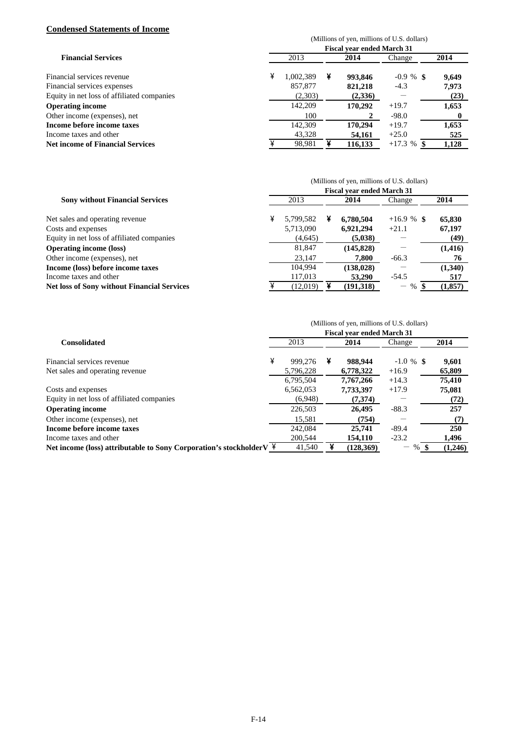**Condensed Statements of Income**

| Financial Services | 2013 | 2014 | Change | 2014 |
|---|---|---|---|---|
| | (Millions of yen, millions of U.S. dollars) | | | |
| | Fiscal year ended March 31 | | | |
| Financial services revenue | ¥ 1,002,389 | ¥ **993,846** | -0.9 % | $ **9,649** |
| Financial services expenses | 857,877 | **821,218** | -4.3 | **7,973** |
| Equity in net loss of affiliated companies | (2,303) | **(2,336)** | — | **(23)** |
| **Operating income** | 142,209 | **170,292** | +19.7 | **1,653** |
| Other income (expenses), net | 100 | **2** | -98.0 | **0** |
| **Income before income taxes** | 142,309 | **170,294** | +19.7 | **1,653** |
| Income taxes and other | 43,328 | **54,161** | +25.0 | **525** |
| **Net income of Financial Services** | ¥ 98,981 | ¥ **116,133** | +17.3 % | $ **1,128** |

| Sony without Financial Services | 2013 | 2014 | Change | 2014 |
|---|---|---|---|---|
| | (Millions of yen, millions of U.S. dollars) | | | |
| | Fiscal year ended March 31 | | | |
| Net sales and operating revenue | ¥ 5,799,582 | ¥ **6,780,504** | +16.9 % | $ **65,830** |
| Costs and expenses | 5,713,090 | **6,921,294** | +21.1 | **67,197** |
| Equity in net loss of affiliated companies | (4,645) | **(5,038)** | — | **(49)** |
| **Operating income (loss)** | 81,847 | **(145,828)** | — | **(1,416)** |
| Other income (expenses), net | 23,147 | **7,800** | -66.3 | **76** |
| **Income (loss) before income taxes** | 104,994 | **(138,028)** | — | **(1,340)** |
| Income taxes and other | 117,013 | **53,290** | -54.5 | **517** |
| **Net loss of Sony without Financial Services** | ¥ (12,019) | ¥ **(191,318)** | — % | $ **(1,857)** |

| Consolidated | 2013 | 2014 | Change | 2014 |
|---|---|---|---|---|
| | (Millions of yen, millions of U.S. dollars) | | | |
| | Fiscal year ended March 31 | | | |
| Financial services revenue | ¥ 999,276 | ¥ **988,944** | -1.0 % | $ **9,601** |
| Net sales and operating revenue | 5,796,228 | **6,778,322** | +16.9 | **65,809** |
| | 6,795,504 | **7,767,266** | +14.3 | **75,410** |
| Costs and expenses | 6,562,053 | **7,733,397** | +17.9 | **75,081** |
| Equity in net loss of affiliated companies | (6,948) | **(7,374)** | — | **(72)** |
| **Operating income** | 226,503 | **26,495** | -88.3 | **257** |
| Other income (expenses), net | 15,581 | **(754)** | — | **(7)** |
| **Income before income taxes** | 242,084 | **25,741** | -89.4 | **250** |
| Income taxes and other | 200,544 | **154,110** | -23.2 | **1,496** |
| **Net income (loss) attributable to Sony Corporation's stockholderV** | ¥ 41,540 | ¥ **(128,369)** | — % | $ **(1,246)** |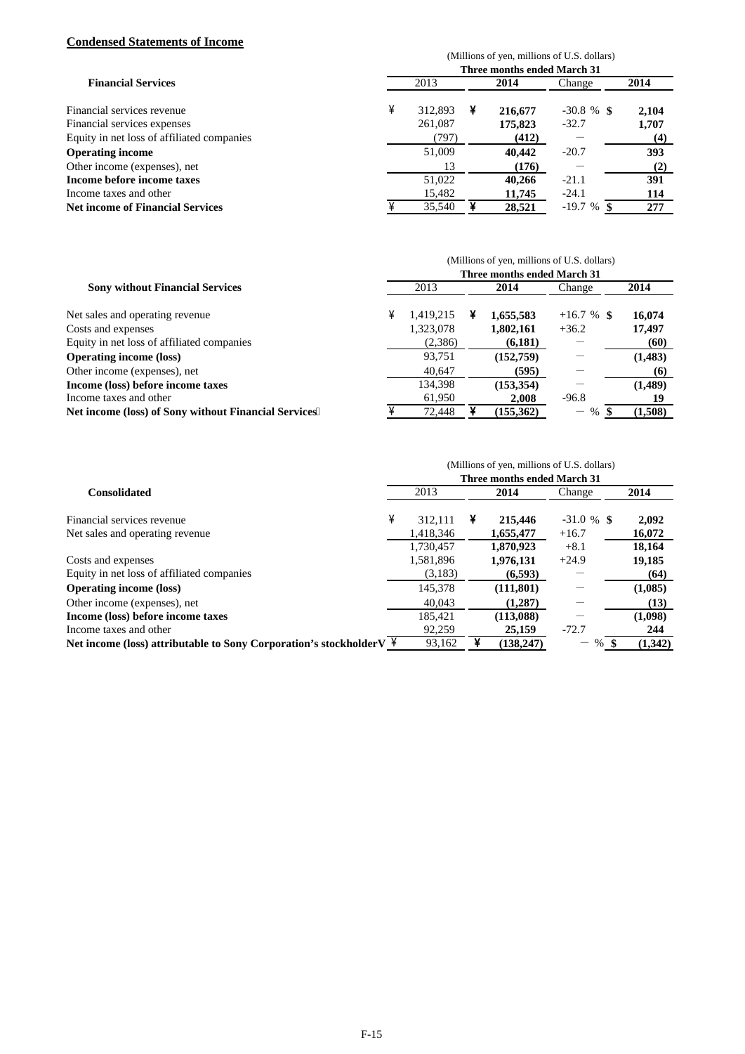**Condensed Statements of Income**

| Financial Services | (Millions of yen, millions of U.S. dollars) Three months ended March 31 2013 | 2014 | Change | 2014 |
|---|---|---|---|---|
| Financial services revenue | ¥ 312,893 | ¥ 216,677 | -30.8 % | $ 2,104 |
| Financial services expenses | 261,087 | 175,823 | -32.7 | 1,707 |
| Equity in net loss of affiliated companies | (797) | (412) | − | (4) |
| **Operating income** | 51,009 | 40,442 | -20.7 | 393 |
| Other income (expenses), net | 13 | (176) | − | (2) |
| **Income before income taxes** | 51,022 | 40,266 | -21.1 | 391 |
| Income taxes and other | 15,482 | 11,745 | -24.1 | 114 |
| **Net income of Financial Services** | ¥ 35,540 | ¥ 28,521 | -19.7 % | $ 277 |

| Sony without Financial Services | (Millions of yen, millions of U.S. dollars) Three months ended March 31 2013 | 2014 | Change | 2014 |
|---|---|---|---|---|
| Net sales and operating revenue | ¥ 1,419,215 | ¥ 1,655,583 | +16.7 % | $ 16,074 |
| Costs and expenses | 1,323,078 | 1,802,161 | +36.2 | 17,497 |
| Equity in net loss of affiliated companies | (2,386) | (6,181) | − | (60) |
| **Operating income (loss)** | 93,751 | (152,759) | − | (1,483) |
| Other income (expenses), net | 40,647 | (595) | − | (6) |
| **Income (loss) before income taxes** | 134,398 | (153,354) | − | (1,489) |
| Income taxes and other | 61,950 | 2,008 | -96.8 | 19 |
| **Net income (loss) of Sony without Financial Services** | ¥ 72,448 | ¥ (155,362) | − % | $ (1,508) |

| Consolidated | (Millions of yen, millions of U.S. dollars) Three months ended March 31 2013 | 2014 | Change | 2014 |
|---|---|---|---|---|
| Financial services revenue | ¥ 312,111 | ¥ 215,446 | -31.0 % | $ 2,092 |
| Net sales and operating revenue | 1,418,346 | 1,655,477 | +16.7 | 16,072 |
| | 1,730,457 | 1,870,923 | +8.1 | 18,164 |
| Costs and expenses | 1,581,896 | 1,976,131 | +24.9 | 19,185 |
| Equity in net loss of affiliated companies | (3,183) | (6,593) | − | (64) |
| **Operating income (loss)** | 145,378 | (111,801) | − | (1,085) |
| Other income (expenses), net | 40,043 | (1,287) | − | (13) |
| **Income (loss) before income taxes** | 185,421 | (113,088) | − | (1,098) |
| Income taxes and other | 92,259 | 25,159 | -72.7 | 244 |
| **Net income (loss) attributable to Sony Corporation's stockholders** | ¥ 93,162 | ¥ (138,247) | − % | $ (1,342) |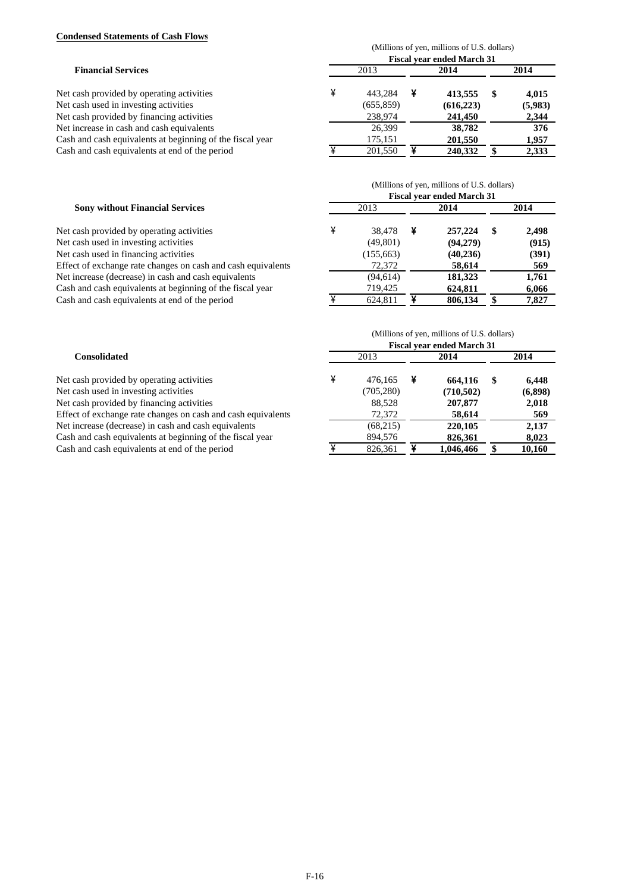**Condensed Statements of Cash Flows**

| Financial Services | (Millions of yen, millions of U.S. dollars) | | |
|---|---|---|---|
| | Fiscal year ended March 31 | | |
| | 2013 | **2014** | **2014** |
| Net cash provided by operating activities | ¥ 443,284 | ¥ **413,555** | $ **4,015** |
| Net cash used in investing activities | (655,859) | **(616,223)** | **(5,983)** |
| Net cash provided by financing activities | 238,974 | **241,450** | **2,344** |
| Net increase in cash and cash equivalents | 26,399 | **38,782** | **376** |
| Cash and cash equivalents at beginning of the fiscal year | 175,151 | **201,550** | **1,957** |
| Cash and cash equivalents at end of the period | ¥ 201,550 | ¥ **240,332** | $ **2,333** |

| Sony without Financial Services | (Millions of yen, millions of U.S. dollars) | | |
|---|---|---|---|
| | Fiscal year ended March 31 | | |
| | 2013 | **2014** | **2014** |
| Net cash provided by operating activities | ¥ 38,478 | ¥ **257,224** | $ **2,498** |
| Net cash used in investing activities | (49,801) | **(94,279)** | **(915)** |
| Net cash used in financing activities | (155,663) | **(40,236)** | **(391)** |
| Effect of exchange rate changes on cash and cash equivalents | 72,372 | **58,614** | **569** |
| Net increase (decrease) in cash and cash equivalents | (94,614) | **181,323** | **1,761** |
| Cash and cash equivalents at beginning of the fiscal year | 719,425 | **624,811** | **6,066** |
| Cash and cash equivalents at end of the period | ¥ 624,811 | ¥ **806,134** | $ **7,827** |

| Consolidated | (Millions of yen, millions of U.S. dollars) | | |
|---|---|---|---|
| | Fiscal year ended March 31 | | |
| | 2013 | **2014** | **2014** |
| Net cash provided by operating activities | ¥ 476,165 | ¥ **664,116** | $ **6,448** |
| Net cash used in investing activities | (705,280) | **(710,502)** | **(6,898)** |
| Net cash provided by financing activities | 88,528 | **207,877** | **2,018** |
| Effect of exchange rate changes on cash and cash equivalents | 72,372 | **58,614** | **569** |
| Net increase (decrease) in cash and cash equivalents | (68,215) | **220,105** | **2,137** |
| Cash and cash equivalents at beginning of the fiscal year | 894,576 | **826,361** | **8,023** |
| Cash and cash equivalents at end of the period | ¥ 826,361 | ¥ **1,046,466** | $ **10,160** |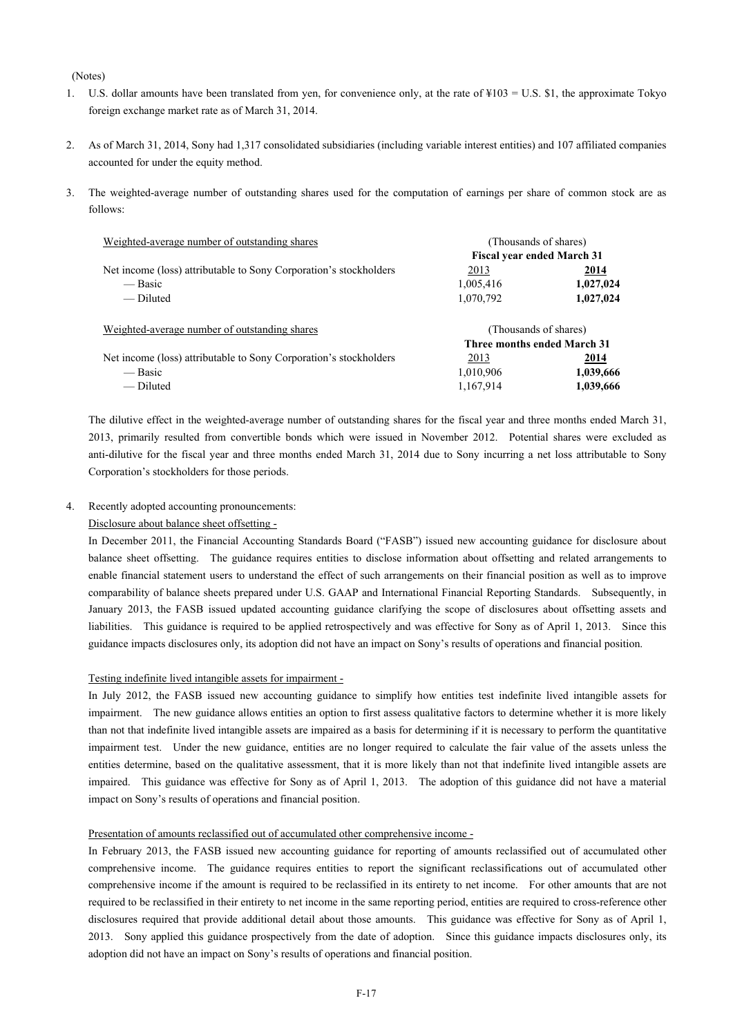(Notes)

1. U.S. dollar amounts have been translated from yen, for convenience only, at the rate of ¥103 = U.S. $1, the approximate Tokyo foreign exchange market rate as of March 31, 2014.

2. As of March 31, 2014, Sony had 1,317 consolidated subsidiaries (including variable interest entities) and 107 affiliated companies accounted for under the equity method.

3. The weighted-average number of outstanding shares used for the computation of earnings per share of common stock are as follows:

| Weighted-average number of outstanding shares | (Thousands of shares) | |
|---|---|---|
| | **Fiscal year ended March 31** | |
| Net income (loss) attributable to Sony Corporation's stockholders | 2013 | **2014** |
| — Basic | 1,005,416 | **1,027,024** |
| — Diluted | 1,070,792 | **1,027,024** |

| Weighted-average number of outstanding shares | (Thousands of shares) | |
|---|---|---|
| | **Three months ended March 31** | |
| Net income (loss) attributable to Sony Corporation's stockholders | 2013 | **2014** |
| — Basic | 1,010,906 | **1,039,666** |
| — Diluted | 1,167,914 | **1,039,666** |

The dilutive effect in the weighted-average number of outstanding shares for the fiscal year and three months ended March 31, 2013, primarily resulted from convertible bonds which were issued in November 2012. Potential shares were excluded as anti-dilutive for the fiscal year and three months ended March 31, 2014 due to Sony incurring a net loss attributable to Sony Corporation's stockholders for those periods.

4. Recently adopted accounting pronouncements:

Disclosure about balance sheet offsetting -

In December 2011, the Financial Accounting Standards Board ("FASB") issued new accounting guidance for disclosure about balance sheet offsetting. The guidance requires entities to disclose information about offsetting and related arrangements to enable financial statement users to understand the effect of such arrangements on their financial position as well as to improve comparability of balance sheets prepared under U.S. GAAP and International Financial Reporting Standards. Subsequently, in January 2013, the FASB issued updated accounting guidance clarifying the scope of disclosures about offsetting assets and liabilities. This guidance is required to be applied retrospectively and was effective for Sony as of April 1, 2013. Since this guidance impacts disclosures only, its adoption did not have an impact on Sony's results of operations and financial position.

Testing indefinite lived intangible assets for impairment -

In July 2012, the FASB issued new accounting guidance to simplify how entities test indefinite lived intangible assets for impairment. The new guidance allows entities an option to first assess qualitative factors to determine whether it is more likely than not that indefinite lived intangible assets are impaired as a basis for determining if it is necessary to perform the quantitative impairment test. Under the new guidance, entities are no longer required to calculate the fair value of the assets unless the entities determine, based on the qualitative assessment, that it is more likely than not that indefinite lived intangible assets are impaired. This guidance was effective for Sony as of April 1, 2013. The adoption of this guidance did not have a material impact on Sony's results of operations and financial position.

Presentation of amounts reclassified out of accumulated other comprehensive income -

In February 2013, the FASB issued new accounting guidance for reporting of amounts reclassified out of accumulated other comprehensive income. The guidance requires entities to report the significant reclassifications out of accumulated other comprehensive income if the amount is required to be reclassified in its entirety to net income. For other amounts that are not required to be reclassified in their entirety to net income in the same reporting period, entities are required to cross-reference other disclosures required that provide additional detail about those amounts. This guidance was effective for Sony as of April 1, 2013. Sony applied this guidance prospectively from the date of adoption. Since this guidance impacts disclosures only, its adoption did not have an impact on Sony's results of operations and financial position.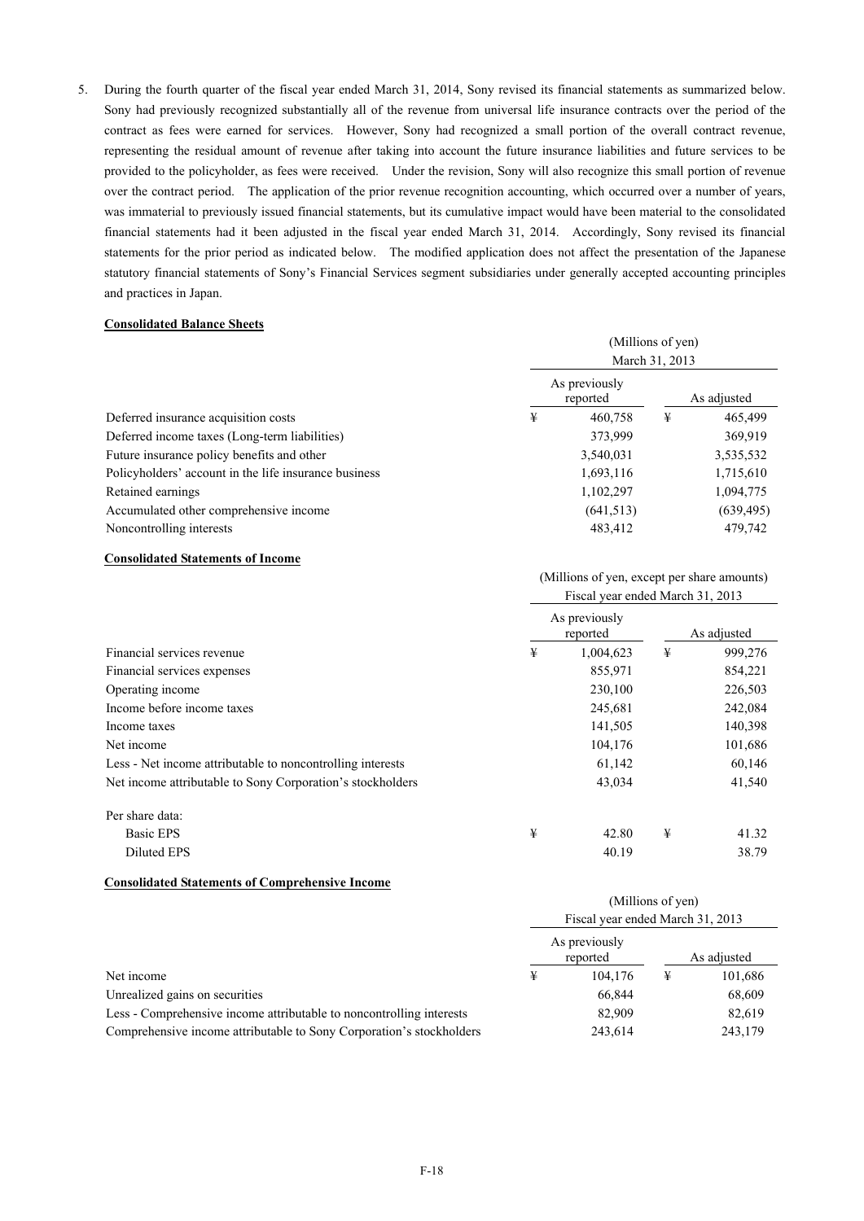5. During the fourth quarter of the fiscal year ended March 31, 2014, Sony revised its financial statements as summarized below. Sony had previously recognized substantially all of the revenue from universal life insurance contracts over the period of the contract as fees were earned for services. However, Sony had recognized a small portion of the overall contract revenue, representing the residual amount of revenue after taking into account the future insurance liabilities and future services to be provided to the policyholder, as fees were received. Under the revision, Sony will also recognize this small portion of revenue over the contract period. The application of the prior revenue recognition accounting, which occurred over a number of years, was immaterial to previously issued financial statements, but its cumulative impact would have been material to the consolidated financial statements had it been adjusted in the fiscal year ended March 31, 2014. Accordingly, Sony revised its financial statements for the prior period as indicated below. The modified application does not affect the presentation of the Japanese statutory financial statements of Sony's Financial Services segment subsidiaries under generally accepted accounting principles and practices in Japan.

**Consolidated Balance Sheets**

| | (Millions of yen) March 31, 2013 | |
|---|---|---|
| | As previously reported | As adjusted |
| Deferred insurance acquisition costs | ¥ 460,758 | ¥ 465,499 |
| Deferred income taxes (Long-term liabilities) | 373,999 | 369,919 |
| Future insurance policy benefits and other | 3,540,031 | 3,535,532 |
| Policyholders' account in the life insurance business | 1,693,116 | 1,715,610 |
| Retained earnings | 1,102,297 | 1,094,775 |
| Accumulated other comprehensive income | (641,513) | (639,495) |
| Noncontrolling interests | 483,412 | 479,742 |

**Consolidated Statements of Income**

| | (Millions of yen, except per share amounts) Fiscal year ended March 31, 2013 | |
|---|---|---|
| | As previously reported | As adjusted |
| Financial services revenue | ¥ 1,004,623 | ¥ 999,276 |
| Financial services expenses | 855,971 | 854,221 |
| Operating income | 230,100 | 226,503 |
| Income before income taxes | 245,681 | 242,084 |
| Income taxes | 141,505 | 140,398 |
| Net income | 104,176 | 101,686 |
| Less - Net income attributable to noncontrolling interests | 61,142 | 60,146 |
| Net income attributable to Sony Corporation's stockholders | 43,034 | 41,540 |
| Per share data: | | |
| Basic EPS | ¥ 42.80 | ¥ 41.32 |
| Diluted EPS | 40.19 | 38.79 |

**Consolidated Statements of Comprehensive Income**

| | (Millions of yen) Fiscal year ended March 31, 2013 | |
|---|---|---|
| | As previously reported | As adjusted |
| Net income | ¥ 104,176 | ¥ 101,686 |
| Unrealized gains on securities | 66,844 | 68,609 |
| Less - Comprehensive income attributable to noncontrolling interests | 82,909 | 82,619 |
| Comprehensive income attributable to Sony Corporation's stockholders | 243,614 | 243,179 |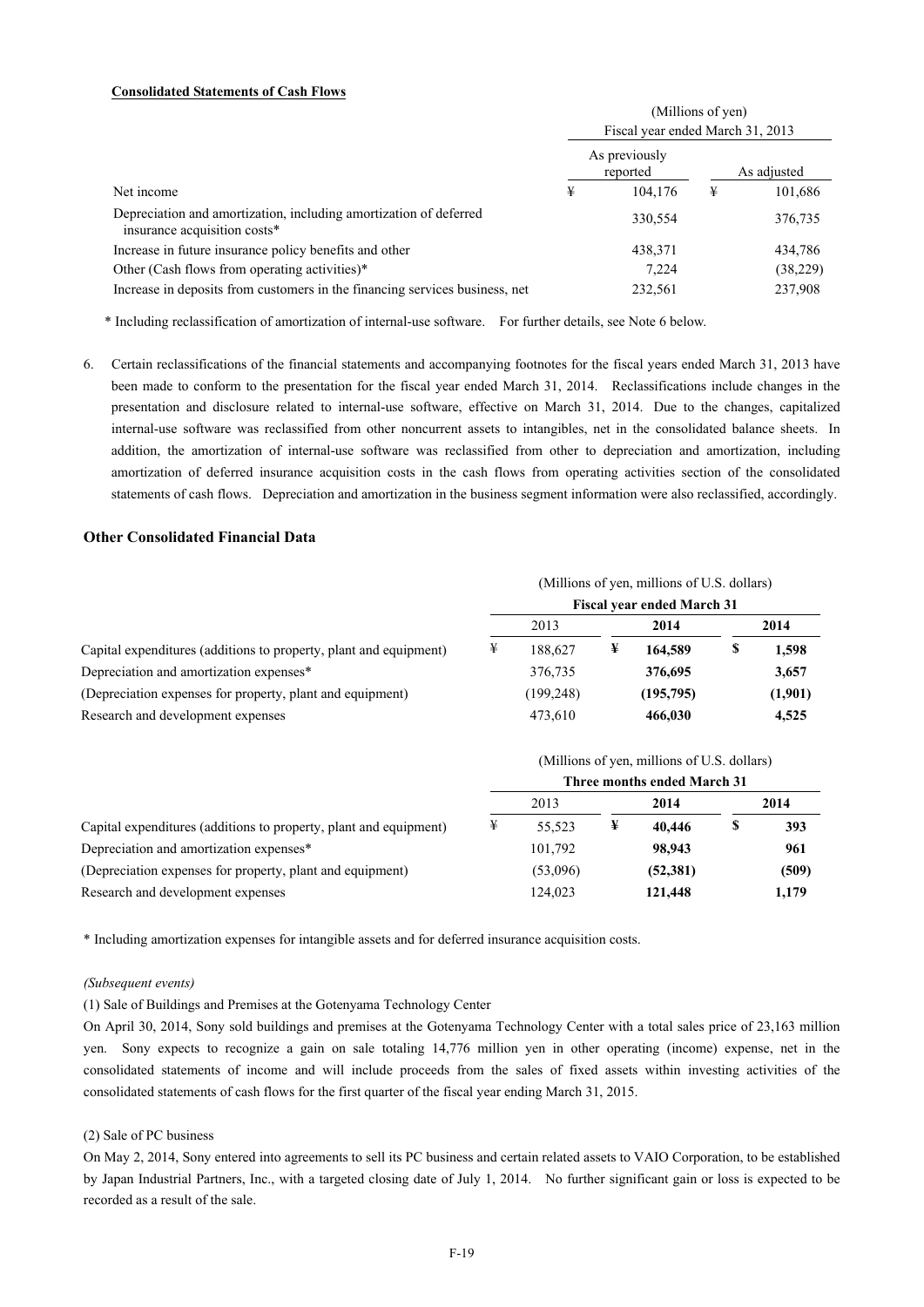**Consolidated Statements of Cash Flows**

| | (Millions of yen) Fiscal year ended March 31, 2013 | |
|---|---|---|
| | As previously reported | As adjusted |
| Net income | ¥ 104,176 | ¥ 101,686 |
| Depreciation and amortization, including amortization of deferred insurance acquisition costs* | 330,554 | 376,735 |
| Increase in future insurance policy benefits and other | 438,371 | 434,786 |
| Other (Cash flows from operating activities)* | 7,224 | (38,229) |
| Increase in deposits from customers in the financing services business, net | 232,561 | 237,908 |

\* Including reclassification of amortization of internal-use software. For further details, see Note 6 below.

6. Certain reclassifications of the financial statements and accompanying footnotes for the fiscal years ended March 31, 2013 have been made to conform to the presentation for the fiscal year ended March 31, 2014. Reclassifications include changes in the presentation and disclosure related to internal-use software, effective on March 31, 2014. Due to the changes, capitalized internal-use software was reclassified from other noncurrent assets to intangibles, net in the consolidated balance sheets. In addition, the amortization of internal-use software was reclassified from other to depreciation and amortization, including amortization of deferred insurance acquisition costs in the cash flows from operating activities section of the consolidated statements of cash flows. Depreciation and amortization in the business segment information were also reclassified, accordingly.

### Other Consolidated Financial Data

| | (Millions of yen, millions of U.S. dollars) Fiscal year ended March 31 | | |
|---|---|---|---|
| | 2013 | **2014** | **2014** |
| Capital expenditures (additions to property, plant and equipment) | ¥ 188,627 | **¥ 164,589** | **$ 1,598** |
| Depreciation and amortization expenses* | 376,735 | **376,695** | **3,657** |
| (Depreciation expenses for property, plant and equipment) | (199,248) | **(195,795)** | **(1,901)** |
| Research and development expenses | 473,610 | **466,030** | **4,525** |

| | (Millions of yen, millions of U.S. dollars) Three months ended March 31 | | |
|---|---|---|---|
| | 2013 | **2014** | **2014** |
| Capital expenditures (additions to property, plant and equipment) | ¥ 55,523 | **¥ 40,446** | **$ 393** |
| Depreciation and amortization expenses* | 101,792 | **98,943** | **961** |
| (Depreciation expenses for property, plant and equipment) | (53,096) | **(52,381)** | **(509)** |
| Research and development expenses | 124,023 | **121,448** | **1,179** |

\* Including amortization expenses for intangible assets and for deferred insurance acquisition costs.

*(Subsequent events)*

(1) Sale of Buildings and Premises at the Gotenyama Technology Center

On April 30, 2014, Sony sold buildings and premises at the Gotenyama Technology Center with a total sales price of 23,163 million yen. Sony expects to recognize a gain on sale totaling 14,776 million yen in other operating (income) expense, net in the consolidated statements of income and will include proceeds from the sales of fixed assets within investing activities of the consolidated statements of cash flows for the first quarter of the fiscal year ending March 31, 2015.

(2) Sale of PC business

On May 2, 2014, Sony entered into agreements to sell its PC business and certain related assets to VAIO Corporation, to be established by Japan Industrial Partners, Inc., with a targeted closing date of July 1, 2014. No further significant gain or loss is expected to be recorded as a result of the sale.